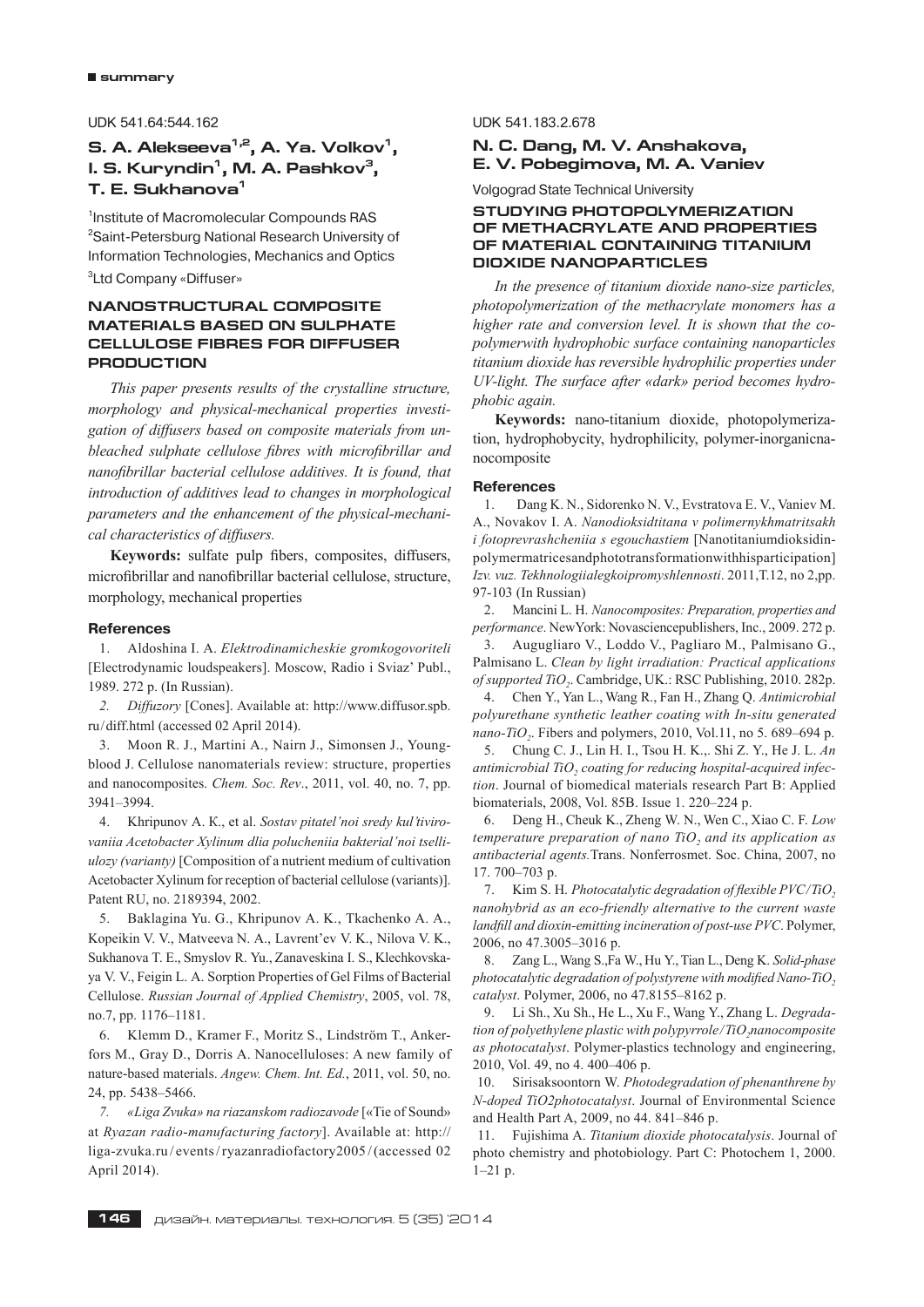■ summary

UDK 541.64:544.162

## S. A. Alekseeva[1,2], A. Ya. Volkov[1], I. S. Kuryndin[1], M. A. Pashkov[3], T. E. Sukhanova[1]

[1]Institute of Macromolecular Compounds RAS
[2]Saint-Petersburg National Research University of Information Technologies, Mechanics and Optics
[3]Ltd Company «Diffuser»

### NANOSTRUCTURAL COMPOSITE MATERIALS BASED ON SULPHATE CELLULOSE FIBRES FOR DIFFUSER PRODUCTION

*This paper presents results of the crystalline structure, morphology and physical-mechanical properties investigation of diffusers based on composite materials from unbleached sulphate cellulose fibres with microfibrillar and nanofibrillar bacterial cellulose additives. It is found, that introduction of additives lead to changes in morphological parameters and the enhancement of the physical-mechanical characteristics of diffusers.*

**Keywords:** sulfate pulp fibers, composites, diffusers, microfibrillar and nanofibrillar bacterial cellulose, structure, morphology, mechanical properties

#### References

1. Aldoshina I. A. *Elektrodinamicheskie gromkogovoriteli* [Electrodynamic loudspeakers]. Moscow, Radio i Sviaz' Publ., 1989. 272 p. (In Russian).
2. *Diffuzory* [Cones]. Available at: http://www.diffusor.spb.ru/diff.html (accessed 02 April 2014).
3. Moon R. J., Martini A., Nairn J., Simonsen J., Youngblood J. Cellulose nanomaterials review: structure, properties and nanocomposites. *Chem. Soc. Rev*., 2011, vol. 40, no. 7, pp. 3941–3994.
4. Khripunov A. K., et al. *Sostav pitatel'noi sredy kul'tivirovaniia Acetobacter Xylinum dlia polucheniia bakterial'noi tselliulozy (varianty)* [Composition of a nutrient medium of cultivation Acetobacter Xylinum for reception of bacterial cellulose (variants)]. Patent RU, no. 2189394, 2002.
5. Baklagina Yu. G., Khripunov A. K., Tkachenko A. A., Kopeikin V. V., Matveeva N. A., Lavrent'ev V. K., Nilova V. K., Sukhanova T. E., Smyslov R. Yu., Zanaveskina I. S., Klechkovskaya V. V., Feigin L. A. Sorption Properties of Gel Films of Bacterial Cellulose. *Russian Journal of Applied Chemistry*, 2005, vol. 78, no.7, pp. 1176–1181.
6. Klemm D., Kramer F., Moritz S., Lindström T., Ankerfors M., Gray D., Dorris A. Nanocelluloses: A new family of nature-based materials. *Angew. Chem. Int. Ed.*, 2011, vol. 50, no. 24, pp. 5438–5466.
7. *«Liga Zvuka» na riazanskom radiozavode* [«Tie of Sound» at *Ryazan radio-manufacturing factory*]. Available at: http://liga-zvuka.ru/events/ryazanradiofactory2005/(accessed 02 April 2014).

UDK 541.183.2.678

## N. C. Dang, M. V. Anshakova, E. V. Pobegimova, M. A. Vaniev

Volgograd State Technical University

### STUDYING PHOTOPOLYMERIZATION OF METHACRYLATE AND PROPERTIES OF MATERIAL CONTAINING TITANIUM DIOXIDE NANOPARTICLES

*In the presence of titanium dioxide nano-size particles, photopolymerization of the methacrylate monomers has a higher rate and conversion level. It is shown that the copolymerwith hydrophobic surface containing nanoparticles titanium dioxide has reversible hydrophilic properties under UV-light. The surface after «dark» period becomes hydrophobic again.*

**Keywords:** nano-titanium dioxide, photopolymerization, hydrophobycity, hydrophilicity, polymer-inorganicnanocomposite

#### References

1. Dang K. N., Sidorenko N. V., Evstratova E. V., Vaniev M. A., Novakov I. A. *Nanodioksidtitana v polimernykhmatritsakh i fotoprevrashcheniia s egouchastiem* [Nanotitaniumdioksidinpolymermatricesandphototransformationwithhisparticipation] *Izv. vuz. Tekhnologiialegkoipromyshlennosti*. 2011,T.12, no 2,pp. 97-103 (In Russian)
2. Mancini L. H. *Nanocomposites: Preparation, properties and performance*. NewYork: Novasciencepublishers, Inc., 2009. 272 p.
3. Augugliaro V., Loddo V., Pagliaro M., Palmisano G., Palmisano L. *Clean by light irradiation: Practical applications of supported $TiO_2$*. Cambridge, UK.: RSC Publishing, 2010. 282p.
4. Chen Y., Yan L., Wang R., Fan H., Zhang Q. *Antimicrobial polyurethane synthetic leather coating with In-situ generated nano-$TiO_2$*. Fibers and polymers, 2010, Vol.11, no 5. 689–694 p.
5. Chung C. J., Lin H. I., Tsou H. K.,. Shi Z. Y., He J. L. *An antimicrobial $TiO_2$ coating for reducing hospital-acquired infection*. Journal of biomedical materials research Part B: Applied biomaterials, 2008, Vol. 85B. Issue 1. 220–224 p.
6. Deng H., Cheuk K., Zheng W. N., Wen C., Xiao C. F. *Low temperature preparation of nano $TiO_2$ and its application as antibacterial agents.*Trans. Nonferrosmet. Soc. China, 2007, no 17. 700–703 p.
7. Kim S. H. *Photocatalytic degradation of flexible PVC/$TiO_2$ nanohybrid as an eco-friendly alternative to the current waste landfill and dioxin-emitting incineration of post-use PVC*. Polymer, 2006, no 47.3005–3016 p.
8. Zang L., Wang S.,Fa W., Hu Y., Tian L., Deng K. *Solid-phase photocatalytic degradation of polystyrene with modified Nano-$TiO_2$ catalyst*. Polymer, 2006, no 47.8155–8162 p.
9. Li Sh., Xu Sh., He L., Xu F., Wang Y., Zhang L. *Degradation of polyethylene plastic with polypyrrole/$TiO_2$nanocomposite as photocatalyst*. Polymer-plastics technology and engineering, 2010, Vol. 49, no 4. 400–406 p.
10. Sirisaksoontorn W. *Photodegradation of phenanthrene by N-doped TiO2photocatalyst*. Journal of Environmental Science and Health Part A, 2009, no 44. 841–846 p.
11. Fujishima A. *Titanium dioxide photocatalysis*. Journal of photo chemistry and photobiology. Part C: Photochem 1, 2000. 1–21 p.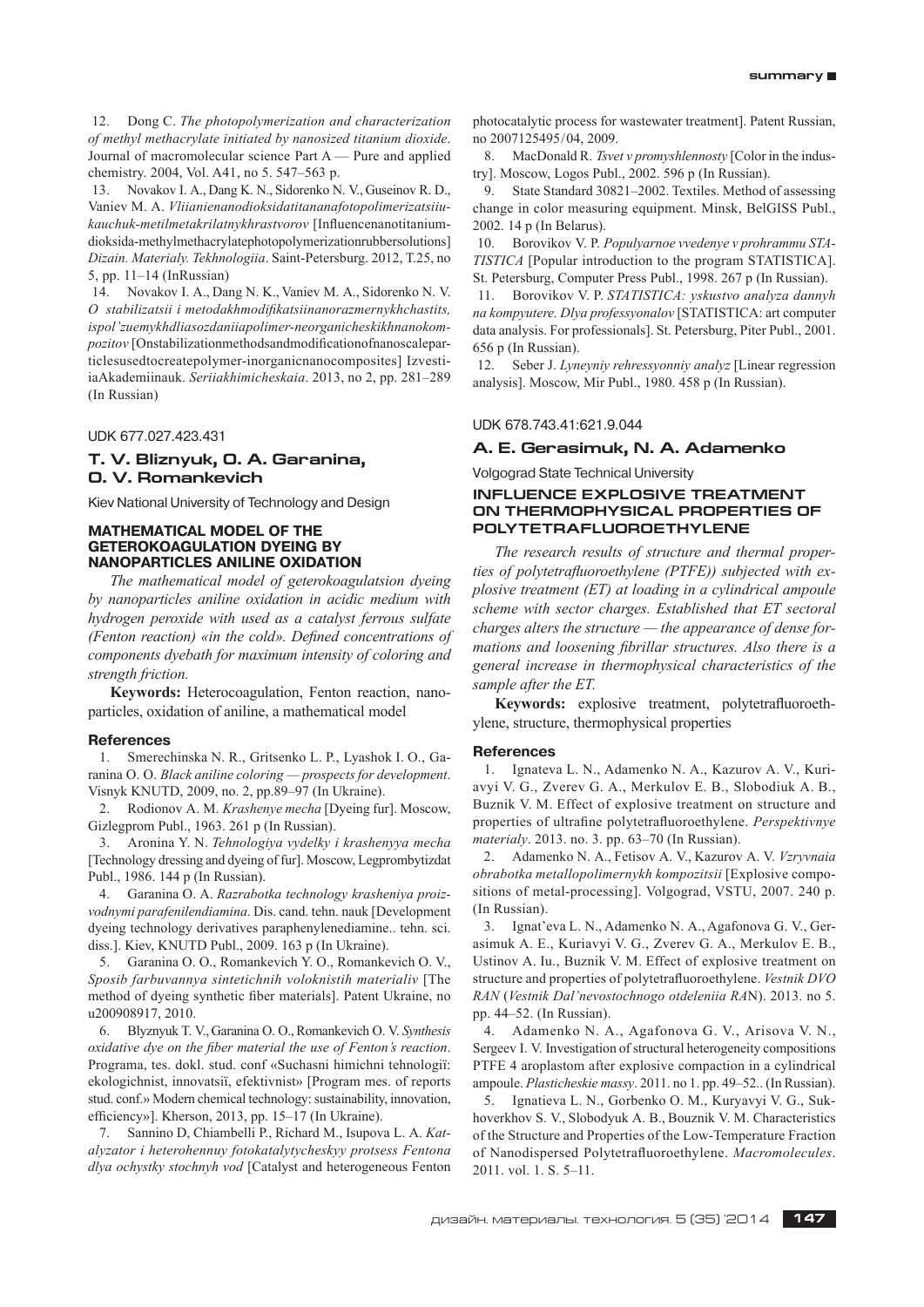12. Dong C. *The photopolymerization and characterization of methyl methacrylate initiated by nanosized titanium dioxide*. Journal of macromolecular science Part A — Pure and applied chemistry. 2004, Vol. A41, no 5. 547–563 p.

13. Novakov I. A., Dang K. N., Sidorenko N. V., Guseinov R. D., Vaniev M. A. *Vliianienanodioksidatitananafotopolimerizatsiiukauchuk-metilmetakrilatnykhrastvorov* [Influencenanotitaniumdioksida-methylmethacrylatephotopolymerizationrubbersolutions] *Dizain. Materialy. Tekhnologiia*. Saint-Petersburg. 2012, T.25, no 5, pp. 11–14 (InRussian)

14. Novakov I. A., Dang N. K., Vaniev M. A., Sidorenko N. V. *O stabilizatsii i metodakhmodifikatsiinanorazmernykhchastits, ispol'zuemykhdliasozdaniiapolimer-neorganicheskikhnanokompozitov* [Onstabilizationmethodsandmodificationofnanoscaleparticlesusedtocreatepolymer-inorganicnanocomposites] IzvestiiaAkademiinauk. *Seriiakhimicheskaia*. 2013, no 2, pp. 281–289 (In Russian)

UDK 677.027.423.431

### T. V. Bliznyuk, O. A. Garanina, O. V. Romankevich

Kiev National University of Technology and Design

## MATHEMATICAL MODEL OF THE GETEROKOAGULATION DYEING BY NANOPARTICLES ANILINE OXIDATION

*The mathematical model of geterokoagulatsion dyeing by nanoparticles aniline oxidation in acidic medium with hydrogen peroxide with used as a catalyst ferrous sulfate (Fenton reaction) «in the cold». Defined concentrations of components dyebath for maximum intensity of coloring and strength friction.*

**Keywords:** Heterocoagulation, Fenton reaction, nanoparticles, oxidation of aniline, a mathematical model

#### References

1. Smerechinska N. R., Gritsenko L. P., Lyashok I. O., Garanina O. O. *Black aniline coloring — prospects for development*. Visnyk KNUTD, 2009, no. 2, pp.89–97 (In Ukraine).

2. Rodionov A. M. *Krashenye mecha* [Dyeing fur]. Moscow, Gizlegprom Publ., 1963. 261 p (In Russian).

3. Aronina Y. N. *Tehnologiya vydelky i krashenyya mecha* [Technology dressing and dyeing of fur]. Moscow, Legprombytizdat Publ., 1986. 144 p (In Russian).

4. Garanina O. A. *Razrabotka technology krasheniya proizvodnymi parafenilendiamina*. Dis. cand. tehn. nauk [Development dyeing technology derivatives paraphenylenediamine.. tehn. sci. diss.]. Kiev, KNUTD Publ., 2009. 163 p (In Ukraine).

5. Garanina O. O., Romankevich Y. O., Romankevich O. V., *Sposib farbuvannya sintetichnih voloknistih materialiv* [The method of dyeing synthetic fiber materials]. Patent Ukraine, no u200908917, 2010.

6. Blyznyuk T. V., Garanina O. O., Romankevich O. V. *Synthesis oxidative dye on the fiber material the use of Fenton's reaction*. Programa, tes. dokl. stud. conf «Suchasni himichni tehnologiї: ekologichnist, innovatsiї, efektivnist» [Program mes. of reports stud. conf.» Modern chemical technology: sustainability, innovation, efficiency»]. Kherson, 2013, pp. 15–17 (In Ukraine).

7. Sannino D, Chiambelli P., Richard M., Isupova L. A. *Katalyzator i heterohennuy fotokatalytycheskyy protsess Fentona dlya ochystky stochnyh vod* [Catalyst and heterogeneous Fenton photocatalytic process for wastewater treatment]. Patent Russian, no 2007125495/04, 2009.

8. MacDonald R. *Tsvet v promyshlennosty* [Color in the industry]. Moscow, Logos Publ., 2002. 596 p (In Russian).

9. State Standard 30821–2002. Textiles. Method of assessing change in color measuring equipment. Minsk, BelGISS Publ., 2002. 14 p (In Belarus).

10. Borovikov V. P. *Populyarnoe vvedenye v prohrammu STATISTICA* [Popular introduction to the program STATISTICA]. St. Petersburg, Computer Press Publ., 1998. 267 p (In Russian).

11. Borovikov V. P. *STATISTICA: yskustvo analyza dannyh na kompyutere. Dlya professyonalov* [STATISTICA: art computer data analysis. For professionals]. St. Petersburg, Piter Publ., 2001. 656 p (In Russian).

12. Seber J. *Lyneyniy rehressyonniy analyz* [Linear regression analysis]. Moscow, Mir Publ., 1980. 458 p (In Russian).

UDK 678.743.41:621.9.044

### A. E. Gerasimuk, N. A. Adamenko

Volgograd State Technical University

## INFLUENCE EXPLOSIVE TREATMENT ON THERMOPHYSICAL PROPERTIES OF POLYTETRAFLUOROETHYLENE

*The research results of structure and thermal properties of polytetrafluoroethylene (PTFE)) subjected with explosive treatment (ET) at loading in a cylindrical ampoule scheme with sector charges. Established that ET sectoral charges alters the structure — the appearance of dense formations and loosening fibrillar structures. Also there is a general increase in thermophysical characteristics of the sample after the ET.*

**Keywords:** explosive treatment, polytetrafluoroethylene, structure, thermophysical properties

#### References

1. Ignateva L. N., Adamenko N. A., Kazurov A. V., Kuriavyi V. G., Zverev G. A., Merkulov E. B., Slobodiuk A. B., Buznik V. M. Effect of explosive treatment on structure and properties of ultrafine polytetrafluoroethylene. *Perspektivnye materialy*. 2013. no. 3. pp. 63–70 (In Russian).

2. Adamenko N. A., Fetisov A. V., Kazurov A. V. *Vzryvnaia obrabotka metallopolimernykh kompozitsii* [Explosive compositions of metal-processing]. Volgograd, VSTU, 2007. 240 p. (In Russian).

3. Ignat'eva L. N., Adamenko N. A., Agafonova G. V., Gerasimuk A. E., Kuriavyi V. G., Zverev G. A., Merkulov E. B., Ustinov A. Iu., Buznik V. M. Effect of explosive treatment on structure and properties of polytetrafluoroethylene. *Vestnik DVO RAN* (*Vestnik Dal'nevostochnogo otdeleniia RA*N). 2013. no 5. pp. 44–52. (In Russian).

4. Adamenko N. A., Agafonova G. V., Arisova V. N., Sergeev I. V. Investigation of structural heterogeneity compositions PTFE 4 aroplastom after explosive compaction in a cylindrical ampoule. *Plasticheskie massy*. 2011. no 1. pp. 49–52.. (In Russian).

5. Ignatieva L. N., Gorbenko O. M., Kuryavyi V. G., Sukhoverkhov S. V., Slobodyuk A. B., Bouznik V. M. Characteristics of the Structure and Properties of the Low-Temperature Fraction of Nanodispersed Polytetrafluoroethylene. *Macromolecules*. 2011. vol. 1. S. 5–11.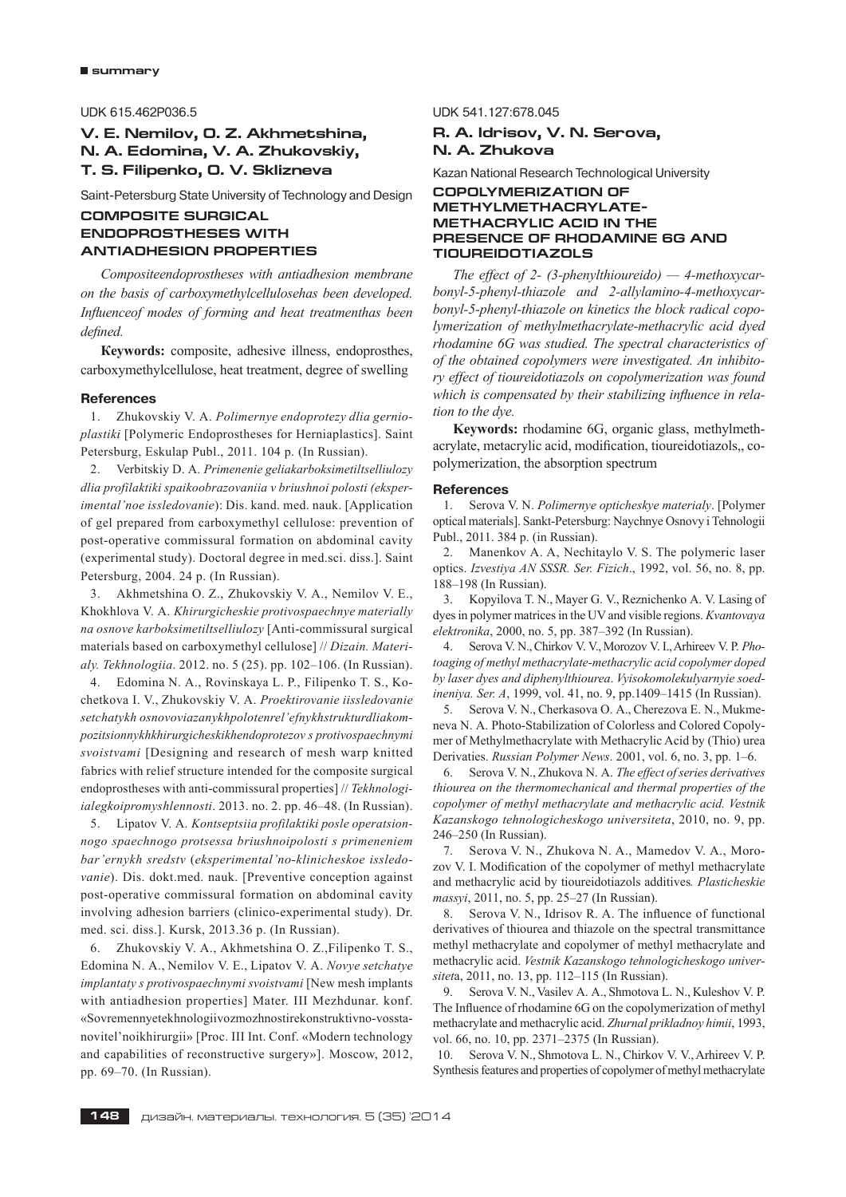UDK 615.462P036.5

## V. E. Nemilov, O. Z. Akhmetshina, N. A. Edomina, V. A. Zhukovskiy, T. S. Filipenko, O. V. Sklizneva

Saint-Petersburg State University of Technology and Design

### COMPOSITE SURGICAL ENDOPROSTHESES WITH ANTIADHESION PROPERTIES

*Compositeendoprostheses with antiadhesion membrane on the basis of carboxymethylcellulosehas been developed. Influenceof modes of forming and heat treatmenthas been defined.*

**Keywords:** composite, adhesive illness, endoprosthes, carboxymethylcellulose, heat treatment, degree of swelling

#### References

1. Zhukovskiy V. A. *Polimernye endoprotezy dlia gernioplastiki* [Polymeric Endoprostheses for Herniaplastics]. Saint Petersburg, Eskulap Publ., 2011. 104 p. (In Russian).
2. Verbitskiy D. A. *Primenenie geliakarboksimetiltselliulozy dlia profilaktiki spaikoobrazovaniia v briushnoi polosti (eksperimental'noe issledovanie)*: Dis. kand. med. nauk. [Application of gel prepared from carboxymethyl cellulose: prevention of post-operative commissural formation on abdominal cavity (experimental study). Doctoral degree in med.sci. diss.]. Saint Petersburg, 2004. 24 p. (In Russian).
3. Akhmetshina O. Z., Zhukovskiy V. A., Nemilov V. E., Khokhlova V. A. *Khirurgicheskie protivospaechnye materially na osnove karboksimetiltselliulozy* [Anti-commissural surgical materials based on carboxymethyl cellulose] // *Dizain. Materialy. Tekhnologiia*. 2012. no. 5 (25). pp. 102–106. (In Russian).
4. Edomina N. A., Rovinskaya L. P., Filipenko T. S., Kochetkova I. V., Zhukovskiy V. A. *Proektirovanie iissledovanie setchatykh osnovoviazanykhpolotenrel'efnykhstrukturdliakompozitsionnykhkhirurgicheskikhendoprotezov s protivospaechnymi svoistvami* [Designing and research of mesh warp knitted fabrics with relief structure intended for the composite surgical endoprostheses with anti-commissural properties] // *Tekhnologiialegkoipromyshlennosti*. 2013. no. 2. pp. 46–48. (In Russian).
5. Lipatov V. A. *Kontseptsiia profilaktiki posle operatsionnogo spaechnogo protsessa briushnoipolosti s primeneniem bar'ernykh sredstv* (*eksperimental'no-klinicheskoe issledovanie*). Dis. dokt.med. nauk. [Preventive conception against post-operative commissural formation on abdominal cavity involving adhesion barriers (clinico-experimental study). Dr. med. sci. diss.]. Kursk, 2013.36 p. (In Russian).
6. Zhukovskiy V. A., Akhmetshina O. Z.,Filipenko T. S., Edomina N. A., Nemilov V. E., Lipatov V. A. *Novye setchatye implantaty s protivospaechnymi svoistvami* [New mesh implants with antiadhesion properties] Mater. III Mezhdunar. konf. «Sovremennyetekhnologiivozmozhnostirekonstruktivno-vosstanovitel'noikhirurgii» [Proc. III Int. Conf. «Modern technology and capabilities of reconstructive surgery»]. Moscow, 2012, pp. 69–70. (In Russian).

UDK 541.127:678.045

## R. A. Idrisov, V. N. Serova, N. A. Zhukova

Kazan National Research Technological University

### COPOLYMERIZATION OF METHYLMETHACRYLATE-METHACRYLIC ACID IN THE PRESENCE OF RHODAMINE 6G AND TIOUREIDOTIAZOLS

*The effect of 2- (3-phenylthioureido) — 4-methoxycarbonyl-5-phenyl-thiazole and 2-allylamino-4-methoxycarbonyl-5-phenyl-thiazole on kinetics the block radical copolymerization of methylmethacrylate-methacrylic acid dyed rhodamine 6G was studied. The spectral characteristics of of the obtained copolymers were investigated. An inhibitory effect of tioureidotiazols on copolymerization was found which is compensated by their stabilizing influence in relation to the dye.*

**Keywords:** rhodamine 6G, organic glass, methylmethacrylate, metacrylic acid, modification, tioureidotiazols,, copolymerization, the absorption spectrum

#### References

1. Serova V. N. *Polimernye opticheskye materialy*. [Polymer optical materials]. Sankt-Peterburg: Naychnye Osnovy i Tehnologii Publ., 2011. 384 p. (in Russian).
2. Manenkov A. A, Nechitaylo V. S. The polymeric laser optics. *Izvestiya AN SSSR. Ser. Fizich*., 1992, vol. 56, no. 8, pp. 188–198 (In Russian).
3. Kopyilova T. N., Mayer G. V., Reznichenko A. V. Lasing of dyes in polymer matrices in the UV and visible regions. *Kvantovaya elektronika*, 2000, no. 5, pp. 387–392 (In Russian).
4. Serova V. N., Chirkov V. V., Morozov V. I., Arhireev V. P. *Photoaging of methyl methacrylate-methacrylic acid copolymer doped by laser dyes and diphenylthiourea*. *Vyisokomolekulyarnyie soedineniya. Ser. A*, 1999, vol. 41, no. 9, pp.1409–1415 (In Russian).
5. Serova V. N., Cherkasova O. A., Cherezova E. N., Mukmeneva N. A. Photo-Stabilization of Colorless and Colored Copolymer of Methylmethacrylate with Methacrylic Acid by (Thio) urea Derivaties. *Russian Polymer News*. 2001, vol. 6, no. 3, pp. 1–6.
6. Serova V. N., Zhukova N. A. *The effect of series derivatives thiourea on the thermomechanical and thermal properties of the copolymer of methyl methacrylate and methacrylic acid. Vestnik Kazanskogo tehnologicheskogo universiteta*, 2010, no. 9, pp. 246–250 (In Russian).
7. Serova V. N., Zhukova N. A., Mamedov V. A., Morozov V. I. Modification of the copolymer of methyl methacrylate and methacrylic acid by tioureidotiazols additives*. Plasticheskie massyi*, 2011, no. 5, pp. 25–27 (In Russian).
8. Serova V. N., Idrisov R. A. The influence of functional derivatives of thiourea and thiazole on the spectral transmittance methyl methacrylate and copolymer of methyl methacrylate and methacrylic acid. *Vestnik Kazanskogo tehnologicheskogo universitet*a, 2011, no. 13, pp. 112–115 (In Russian).
9. Serova V. N., Vasilev A. A., Shmotova L. N., Kuleshov V. P. The Influence of rhodamine 6G on the copolymerization of methyl methacrylate and methacrylic acid. *Zhurnal prikladnoy himii*, 1993, vol. 66, no. 10, pp. 2371–2375 (In Russian).
10. Serova V. N., Shmotova L. N., Chirkov V. V., Arhireev V. P. Synthesis features and properties of copolymer of methyl methacrylate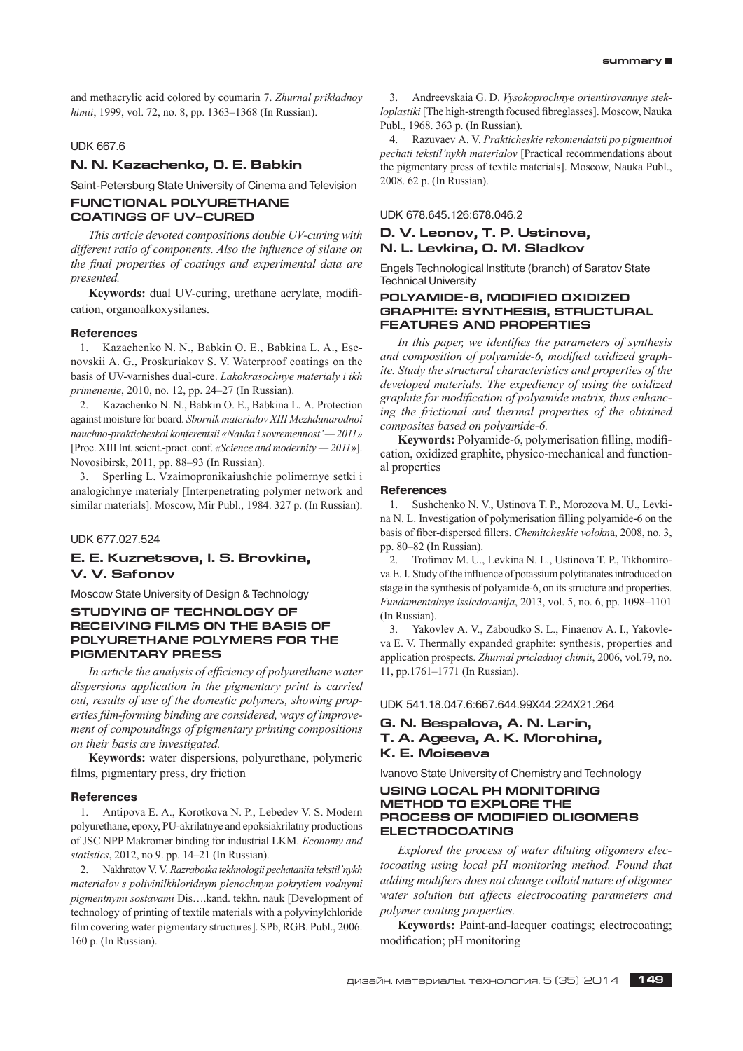and methacrylic acid colored by coumarin 7. *Zhurnal prikladnoy himii*, 1999, vol. 72, no. 8, pp. 1363–1368 (In Russian).

UDK 667.6

## N. N. Kazachenko, O. E. Babkin

Saint-Petersburg State University of Cinema and Television

### FUNCTIONAL POLYURETHANE COATINGS OF UV–CURED

*This article devoted compositions double UV-curing with different ratio of components. Also the influence of silane on the final properties of coatings and experimental data are presented.*

**Keywords:** dual UV-curing, urethane acrylate, modification, organoalkoxysilanes.

#### References

1. Kazachenko N. N., Babkin O. E., Babkina L. A., Esenovskii A. G., Proskuriakov S. V. Waterproof coatings on the basis of UV-varnishes dual-cure. *Lakokrasochnye materialy i ikh primenenie*, 2010, no. 12, pp. 24–27 (In Russian).
2. Kazachenko N. N., Babkin O. E., Babkina L. A. Protection against moisture for board. *Sbornik materialov XIII Mezhdunarodnoi nauchno-prakticheskoi konferentsii «Nauka i sovremennost' — 2011»* [Proc. XIII Int. scient.-pract. conf. *«Science and modernity — 2011»*]. Novosibirsk, 2011, pp. 88–93 (In Russian).
3. Sperling L. Vzaimopronikaiushchie polimernye setki i analogichnye materialy [Interpenetrating polymer network and similar materials]. Moscow, Mir Publ., 1984. 327 p. (In Russian).

UDK 677.027.524

## E. E. Kuznetsova, I. S. Brovkina, V. V. Safonov

Moscow State University of Design & Technology

### STUDYING OF TECHNOLOGY OF RECEIVING FILMS ON THE BASIS OF POLYURETHANE POLYMERS FOR THE PIGMENTARY PRESS

*In article the analysis of efficiency of polyurethane water dispersions application in the pigmentary print is carried out, results of use of the domestic polymers, showing properties film-forming binding are considered, ways of improvement of compoundings of pigmentary printing compositions on their basis are investigated.*

**Keywords:** water dispersions, polyurethane, polymeric films, pigmentary press, dry friction

#### References

1. Antipova E. A., Korotkova N. P., Lebedev V. S. Modern polyurethane, epoxy, PU-akrilatnye and epoksiakrilatny productions of JSC NPP Makromer binding for industrial LKM. *Economy and statistics*, 2012, no 9. pp. 14–21 (In Russian).
2. Nakhratov V. V. *Razrabotka tekhnologii pechataniia tekstil'nykh materialov s polivinilkhloridnym plenochnym pokrytiem vodnymi pigmentnymi sostavami* Dis….kand. tekhn. nauk [Development of technology of printing of textile materials with a polyvinylchloride film covering water pigmentary structures]. SPb, RGB. Publ., 2006. 160 p. (In Russian).
3. Andreevskaia G. D. *Vysokoprochnye orientirovannye stekloplastiki* [The high-strength focused fibreglasses]. Moscow, Nauka Publ., 1968. 363 p. (In Russian).
4. Razuvaev A. V. *Prakticheskie rekomendatsii po pigmentnoi pechati tekstil'nykh materialov* [Practical recommendations about the pigmentary press of textile materials]. Moscow, Nauka Publ., 2008. 62 p. (In Russian).

UDK 678.645.126:678.046.2

## D. V. Leonov, T. P. Ustinova, N. L. Levkina, O. M. Sladkov

Engels Technological Institute (branch) of Saratov State Technical University

### POLYAMIDE-6, MODIFIED OXIDIZED GRAPHITE: SYNTHESIS, STRUCTURAL FEATURES AND PROPERTIES

*In this paper, we identifies the parameters of synthesis and composition of polyamide-6, modified oxidized graphite. Study the structural characteristics and properties of the developed materials. The expediency of using the oxidized graphite for modification of polyamide matrix, thus enhancing the frictional and thermal properties of the obtained composites based on polyamide-6.*

**Keywords:** Polyamide-6, polymerisation filling, modification, oxidized graphite, physico-mechanical and functional properties

#### References

1. Sushchenko N. V., Ustinova T. P., Morozova M. U., Levkina N. L. Investigation of polymerisation filling polyamide-6 on the basis of fiber-dispersed fillers. *Chemitcheskie volokn*a, 2008, no. 3, pp. 80–82 (In Russian).
2. Trofimov M. U., Levkina N. L., Ustinova T. P., Tikhomirova E. I. Study of the influence of potassium polytitanates introduced on stage in the synthesis of polyamide-6, on its structure and properties. *Fundamentalnye issledovanija*, 2013, vol. 5, no. 6, pp. 1098–1101 (In Russian).
3. Yakovlev A. V., Zaboudko S. L., Finaenov A. I., Yakovleva E. V. Thermally expanded graphite: synthesis, properties and application prospects. *Zhurnal pricladnoj chimii*, 2006, vol.79, no. 11, pp.1761–1771 (In Russian).

UDK 541.18.047.6:667.644.99X44.224X21.264

## G. N. Bespalova, A. N. Larin, T. A. Ageeva, A. K. Morohina, K. E. Moiseeva

Ivanovo State University of Chemistry and Technology

### USING LOCAL PH MONITORING METHOD TO EXPLORE THE PROCESS OF MODIFIED OLIGOMERS ELECTROCOATING

*Explored the process of water diluting oligomers electocoating using local pH monitoring method. Found that adding modifiers does not change colloid nature of oligomer water solution but affects electrocoating parameters and polymer coating properties.*

**Keywords:** Paint-and-lacquer coatings; electrocoating; modification; pH monitoring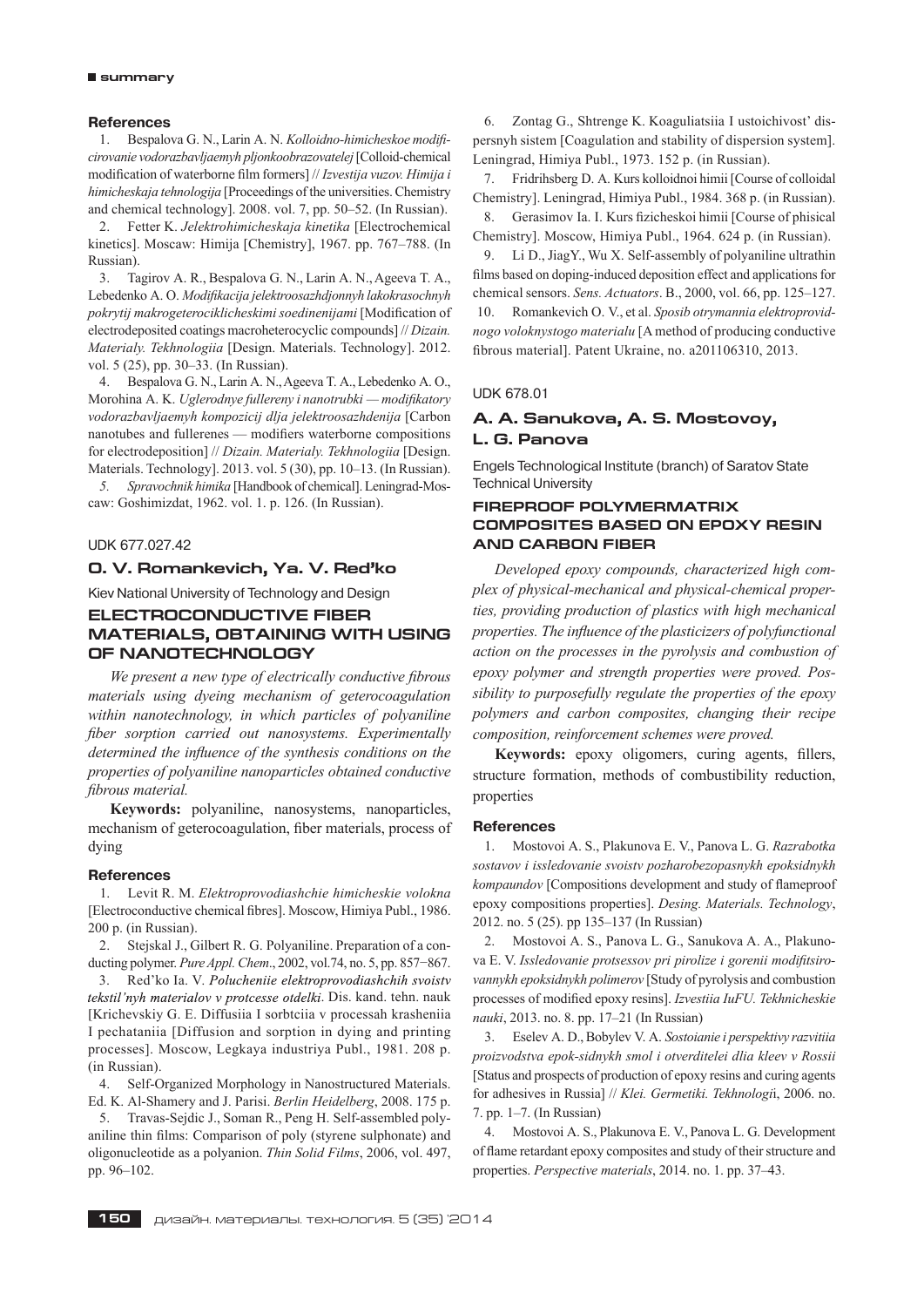### References

1. Bespalova G. N., Larin A. N. *Kolloidno-himicheskoe modificirovanie vodorazbavljaemyh pljonkoobrazovatelej* [Colloid-chemical modification of waterborne film formers] // *Izvestija vuzov. Himija i himicheskaja tehnologija* [Proceedings of the universities. Chemistry and chemical technology]. 2008. vol. 7, pp. 50–52. (In Russian).
2. Fetter K. *Jelektrohimicheskaja kinetika* [Electrochemical kinetics]. Moscaw: Himija [Chemistry], 1967. pp. 767–788. (In Russian).
3. Tagirov A. R., Bespalova G. N., Larin A. N., Ageeva T. A., Lebedenko A. O. *Modifikacija jelektroosazhdjonnyh lakokrasochnyh pokrytij makrogeterociklicheskimi soedinenijami* [Modification of electrodeposited coatings macroheterocyclic compounds] // *Dizain. Materialy. Tekhnologiia* [Design. Materials. Technology]. 2012. vol. 5 (25), pp. 30–33. (In Russian).
4. Bespalova G. N., Larin A. N., Ageeva T. A., Lebedenko A. O., Morohina A. K. *Uglerodnye fullereny i nanotrubki — modifikatory vodorazbavljaemyh kompozicij dlja jelektroosazhdenija* [Carbon nanotubes and fullerenes — modifiers waterborne compositions for electrodeposition] // *Dizain. Materialy. Tekhnologiia* [Design. Materials. Technology]. 2013. vol. 5 (30), pp. 10–13. (In Russian).
5. *Spravochnik himika* [Handbook of chemical]. Leningrad-Moscaw: Goshimizdat, 1962. vol. 1. p. 126. (In Russian).

UDK 677.027.42

## O. V. Romankevich, Ya. V. Red'ko

Kiev National University of Technology and Design

## ELECTROCONDUCTIVE FIBER MATERIALS, OBTAINING WITH USING OF NANOTECHNOLOGY

*We present a new type of electrically conductive fibrous materials using dyeing mechanism of geterocoagulation within nanotechnology, in which particles of polyaniline fiber sorption carried out nanosystems. Experimentally determined the influence of the synthesis conditions on the properties of polyaniline nanoparticles obtained conductive fibrous material.*

**Keywords:** polyaniline, nanosystems, nanoparticles, mechanism of geterocoagulation, fiber materials, process of dying

### References

1. Levit R. M. *Elektroprovodiashchie himicheskie volokna* [Electroconductive chemical fibres]. Moscow, Himiya Publ., 1986. 200 p. (in Russian).
2. Stejskal J., Gilbert R. G. Polyaniline. Preparation of a conducting polymer. *Pure Appl. Chem*., 2002, vol.74, no. 5, pp. 857−867.
3. Red'ko Ia. V. *Polucheniie elektroprovodiashchih svoistv tekstil'nyh materialov v protcesse otdelki*. Dis. kand. tehn. nauk [Krichevskiy G. E. Diffusiia I sorbtciia v processah krasheniia I pechataniia [Diffusion and sorption in dying and printing processes]. Moscow, Legkaya industriya Publ., 1981. 208 p. (in Russian).
4. Self-Organized Morphology in Nanostructured Materials. Ed. K. Al-Shamery and J. Parisi. *Berlin Heidelberg*, 2008. 175 p.
5. Travas-Sejdic J., Soman R., Peng H. Self-assembled polyaniline thin films: Comparison of poly (styrene sulphonate) and oligonucleotide as a polyanion. *Thin Solid Films*, 2006, vol. 497, pp. 96–102.
6. Zontag G., Shtrenge K. Koaguliatsiia I ustoichivost' dispersnyh sistem [Coagulation and stability of dispersion system]. Leningrad, Himiya Publ., 1973. 152 p. (in Russian).
7. Fridrihsberg D. A. Kurs kolloidnoi himii [Course of colloidal Chemistry]. Leningrad, Himiya Publ., 1984. 368 p. (in Russian).
8. Gerasimov Ia. I. Kurs fizicheskoi himii [Course of phisical Chemistry]. Moscow, Himiya Publ., 1964. 624 p. (in Russian).
9. Li D., JiagY., Wu X. Self-assembly of polyaniline ultrathin films based on doping-induced deposition effect and applications for chemical sensors. *Sens. Actuators*. B., 2000, vol. 66, pp. 125–127.
10. Romankevich O. V., et al. *Sposib otrymannia elektroprovidnogo voloknystogo materialu* [A method of producing conductive fibrous material]. Patent Ukraine, no. a201106310, 2013.

UDK 678.01

## A. A. Sanukova, A. S. Mostovoy, L. G. Panova

Engels Technological Institute (branch) of Saratov State Technical University

## FIREPROOF POLYMERMATRIX COMPOSITES BASED ON EPOXY RESIN AND CARBON FIBER

*Developed epoxy compounds, characterized high complex of physical-mechanical and physical-chemical properties, providing production of plastics with high mechanical properties. The influence of the plasticizers of polyfunctional action on the processes in the pyrolysis and combustion of epoxy polymer and strength properties were proved. Possibility to purposefully regulate the properties of the epoxy polymers and carbon composites, changing their recipe composition, reinforcement schemes were proved.*

**Keywords:** epoxy oligomers, curing agents, fillers, structure formation, methods of combustibility reduction, properties

### References

1. Mostovoi A. S., Plakunova E. V., Panova L. G. *Razrabotka sostavov i issledovanie svoistv pozharobezopasnykh epoksidnykh kompaundov* [Compositions development and study of flameproof epoxy compositions properties]. *Desing. Materials. Technology*, 2012. no. 5 (25). pp 135–137 (In Russian)
2. Mostovoi A. S., Panova L. G., Sanukova A. A., Plakunova E. V. *Issledovanie protsessov pri pirolize i gorenii modifitsirovannykh epoksidnykh polimerov* [Study of pyrolysis and combustion processes of modified epoxy resins]. *Izvestiia IuFU. Tekhnicheskie nauki*, 2013. no. 8. pp. 17–21 (In Russian)
3. Eselev A. D., Bobylev V. A. *Sostoianie i perspektivy razvitiia proizvodstva epok-sidnykh smol i otverditelei dlia kleev v Rossii* [Status and prospects of production of epoxy resins and curing agents for adhesives in Russia] // *Klei. Germetiki. Tekhnologi*i, 2006. no. 7. pp. 1–7. (In Russian)
4. Mostovoi A. S., Plakunova E. V., Panova L. G. Development of flame retardant epoxy composites and study of their structure and properties. *Perspective materials*, 2014. no. 1. pp. 37–43.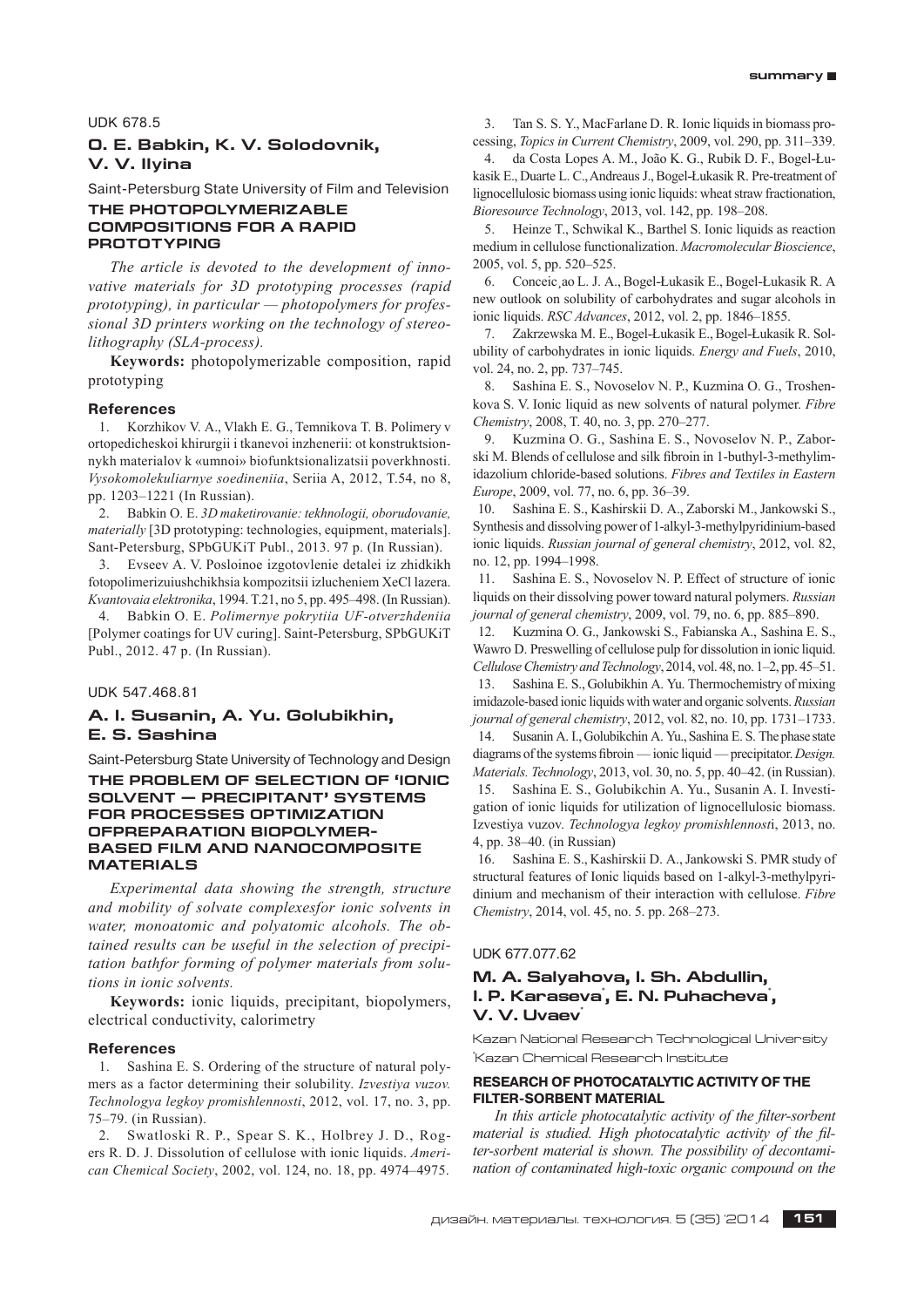UDK 678.5

### O. E. Babkin, K. V. Solodovnik, V. V. Ilyina

Saint-Petersburg State University of Film and Television

## THE PHOTOPOLYMERIZABLE COMPOSITIONS FOR A RAPID PROTOTYPING

*The article is devoted to the development of innovative materials for 3D prototyping processes (rapid prototyping), in particular — photopolymers for professional 3D printers working on the technology of stereolithography (SLA-process).*

**Keywords:** photopolymerizable composition, rapid prototyping

#### References

1. Korzhikov V. A., Vlakh E. G., Temnikova T. B. Polimery v ortopedicheskoi khirurgii i tkanevoi inzhenerii: ot konstruktsionnykh materialov k «umnoi» biofunktsionalizatsii poverkhnosti. *Vysokomolekuliarnye soedineniia*, Seriia A, 2012, T.54, no 8, pp. 1203–1221 (In Russian).
2. Babkin O. E. *3D maketirovanie: tekhnologii, oborudovanie, materially* [3D prototyping: technologies, equipment, materials]. Sant-Petersburg, SPbGUKiT Publ., 2013. 97 p. (In Russian).
3. Evseev A. V. Posloinoe izgotovlenie detalei iz zhidkikh fotopolimerizuiushchikhsia kompozitsii izlucheniem XeCl lazera. *Kvantovaia elektronika*, 1994. T.21, no 5, pp. 495–498. (In Russian).
4. Babkin O. E. *Polimernye pokrytiia UF-otverzhdeniia* [Polymer coatings for UV curing]. Saint-Petersburg, SPbGUKiT Publ., 2012. 47 p. (In Russian).

UDK 547.468.81

### A. I. Susanin, A. Yu. Golubikhin, E. S. Sashina

Saint-Petersburg State University of Technology and Design

## THE PROBLEM OF SELECTION OF 'IONIC SOLVENT — PRECIPITANT' SYSTEMS FOR PROCESSES OPTIMIZATION OFPREPARATION BIOPOLYMER-BASED FILM AND NANOCOMPOSITE MATERIALS

*Experimental data showing the strength, structure and mobility of solvate complexesfor ionic solvents in water, monoatomic and polyatomic alcohols. The obtained results can be useful in the selection of precipitation bathfor forming of polymer materials from solutions in ionic solvents.*

**Keywords:** ionic liquids, precipitant, biopolymers, electrical conductivity, calorimetry

#### References

1. Sashina E. S. Ordering of the structure of natural polymers as a factor determining their solubility. *Izvestiya vuzov. Technologya legkoy promishlennosti*, 2012, vol. 17, no. 3, pp. 75–79. (in Russian).
2. Swatloski R. P., Spear S. K., Holbrey J. D., Rogers R. D. J. Dissolution of cellulose with ionic liquids. *American Chemical Society*, 2002, vol. 124, no. 18, pp. 4974–4975.
3. Tan S. S. Y., MacFarlane D. R. Ionic liquids in biomass processing, *Topics in Current Chemistry*, 2009, vol. 290, pp. 311–339.
4. da Costa Lopes A. M., João K. G., Rubik D. F., Bogel-Łukasik E., Duarte L. C., Andreaus J., Bogel-Łukasik R. Pre-treatment of lignocellulosic biomass using ionic liquids: wheat straw fractionation, *Bioresource Technology*, 2013, vol. 142, pp. 198–208.
5. Heinze T., Schwikal K., Barthel S. Ionic liquids as reaction medium in cellulose functionalization. *Macromolecular Bioscience*, 2005, vol. 5, pp. 520–525.
6. Conceic¸ao L. J. A., Bogel-Łukasik E., Bogel-Łukasik R. A new outlook on solubility of carbohydrates and sugar alcohols in ionic liquids. *RSC Advances*, 2012, vol. 2, pp. 1846–1855.
7. Zakrzewska M. E., Bogel-Łukasik E., Bogel-Łukasik R. Solubility of carbohydrates in ionic liquids. *Energy and Fuels*, 2010, vol. 24, no. 2, pp. 737–745.
8. Sashina E. S., Novoselov N. P., Kuzmina O. G., Troshenkova S. V. Ionic liquid as new solvents of natural polymer. *Fibre Chemistry*, 2008, T. 40, no. 3, pp. 270–277.
9. Kuzmina O. G., Sashina E. S., Novoselov N. P., Zaborski M. Blends of cellulose and silk fibroin in 1-buthyl-3-methylimidazolium chloride-based solutions. *Fibres and Textiles in Eastern Europe*, 2009, vol. 77, no. 6, pp. 36–39.
10. Sashina E. S., Kashirskii D. A., Zaborski M., Jankowski S., Synthesis and dissolving power of 1-alkyl-3-methylpyridinium-based ionic liquids. *Russian journal of general chemistry*, 2012, vol. 82, no. 12, pp. 1994–1998.
11. Sashina E. S., Novoselov N. P. Effect of structure of ionic liquids on their dissolving power toward natural polymers. *Russian journal of general chemistry*, 2009, vol. 79, no. 6, pp. 885–890.
12. Kuzmina O. G., Jankowski S., Fabianska A., Sashina E. S., Wawro D. Preswelling of cellulose pulp for dissolution in ionic liquid. *Cellulose Chemistry and Technology*, 2014, vol. 48, no. 1–2, pp. 45–51.
13. Sashina E. S., Golubikhin A. Yu. Thermochemistry of mixing imidazole-based ionic liquids with water and organic solvents. *Russian journal of general chemistry*, 2012, vol. 82, no. 10, pp. 1731–1733.
14. Susanin A. I., Golubikchin A. Yu., Sashina E. S. The phase state diagrams of the systems fibroin — ionic liquid — precipitator. *Design. Materials. Technology*, 2013, vol. 30, no. 5, pp. 40–42. (in Russian).
15. Sashina E. S., Golubikchin A. Yu., Susanin A. I. Investigation of ionic liquids for utilization of lignocellulosic biomass. Izvestiya vuzov. *Technologya legkoy promishlennost*i, 2013, no. 4, pp. 38–40. (in Russian)
16. Sashina E. S., Kashirskii D. A., Jankowski S. PMR study of structural features of Ionic liquids based on 1-alkyl-3-methylpyridinium and mechanism of their interaction with cellulose. *Fibre Chemistry*, 2014, vol. 45, no. 5. pp. 268–273.

UDK 677.077.62

### M. A. Salyahova, I. Sh. Abdullin, I. P. Karaseva*, E. N. Puhacheva*, V. V. Uvaev*

Kazan National Research Technological University

*Kazan Chemical Research Institute

## RESEARCH OF PHOTOCATALYTIC ACTIVITY OF THE FILTER-SORBENT MATERIAL

*In this article photocatalytic activity of the filter-sorbent material is studied. High photocatalytic activity of the filter-sorbent material is shown. The possibility of decontamination of contaminated high-toxic organic compound on the*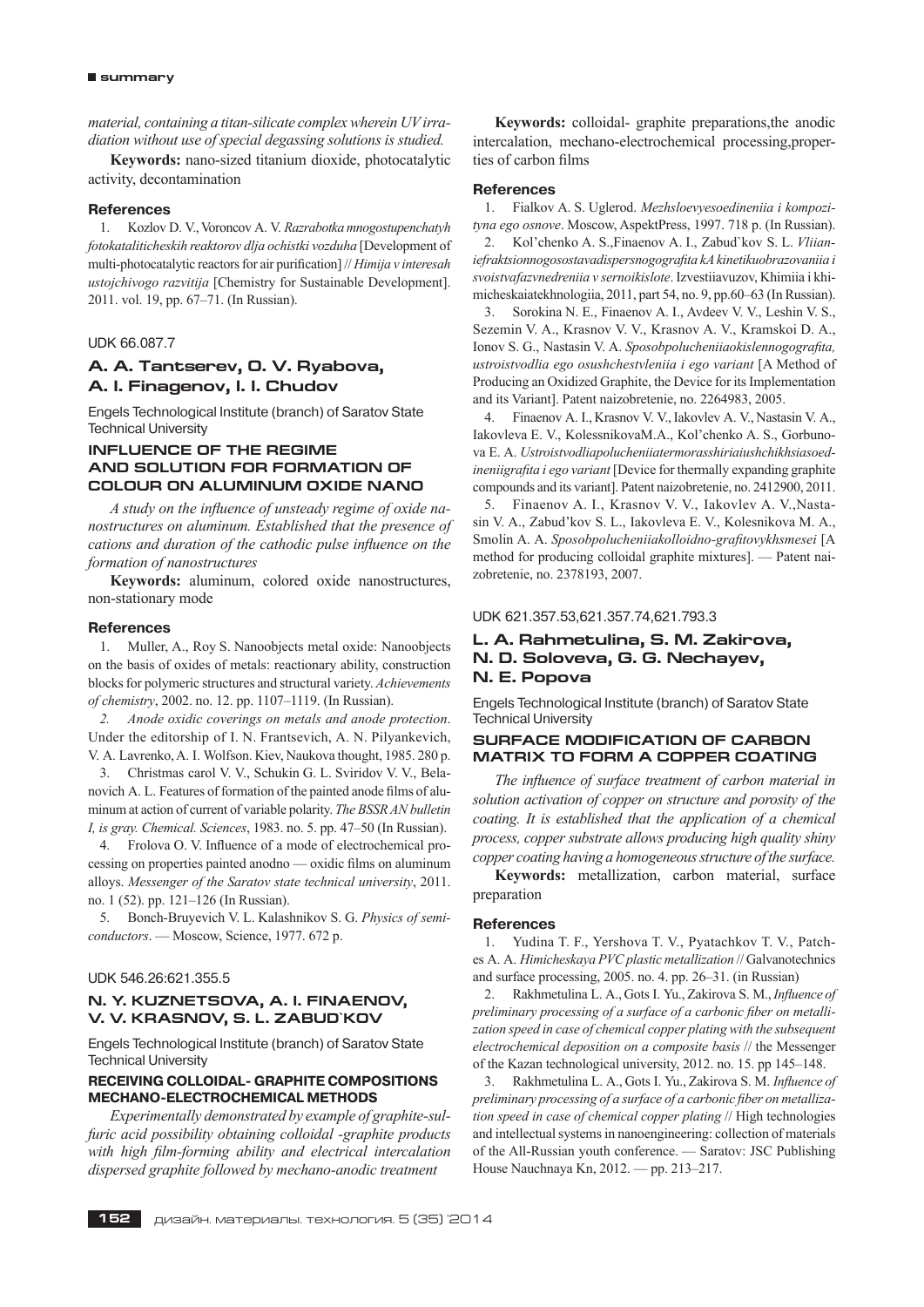*material, containing a titan-silicate complex wherein UV irradiation without use of special degassing solutions is studied.*

**Keywords:** nano-sized titanium dioxide, photocatalytic activity, decontamination

### References

1. Kozlov D. V., Voroncov A. V. *Razrabotka mnogostupenchatyh fotokataliticheskih reaktorov dlja ochistki vozduha* [Development of multi-photocatalytic reactors for air purification] // *Himija v interesah ustojchivogo razvitija* [Chemistry for Sustainable Development]. 2011. vol. 19, pp. 67–71. (In Russian).

UDK 66.087.7

## A. A. Tantserev, O. V. Ryabova, A. I. Finagenov, I. I. Chudov

Engels Technological Institute (branch) of Saratov State Technical University

### INFLUENCE OF THE REGIME AND SOLUTION FOR FORMATION OF COLOUR ON ALUMINUM OXIDE NANO

*A study on the influence of unsteady regime of oxide nanostructures on aluminum. Established that the presence of cations and duration of the cathodic pulse influence on the formation of nanostructures*

**Keywords:** aluminum, colored oxide nanostructures, non-stationary mode

### References

1. Muller, A., Roy S. Nanoobjects metal oxide: Nanoobjects on the basis of oxides of metals: reactionary ability, construction blocks for polymeric structures and structural variety. *Achievements of chemistry*, 2002. no. 12. pp. 1107–1119. (In Russian).
2. *Anode oxidic coverings on metals and anode protection*. Under the editorship of I. N. Frantsevich, A. N. Pilyankevich, V. A. Lavrenko, A. I. Wolfson. Kiev, Naukova thought, 1985. 280 p.
3. Christmas carol V. V., Schukin G. L. Sviridov V. V., Belanovich A. L. Features of formation of the painted anode films of aluminum at action of current of variable polarity. *The BSSR AN bulletin I, is gray. Chemical. Sciences*, 1983. no. 5. pp. 47–50 (In Russian).
4. Frolova O. V. Influence of a mode of electrochemical processing on properties painted anodno — oxidic films on aluminum alloys. *Messenger of the Saratov state technical university*, 2011. no. 1 (52). pp. 121–126 (In Russian).
5. Bonch-Bruyevich V. L. Kalashnikov S. G. *Physics of semiconductors*. — Moscow, Science, 1977. 672 p.

UDK 546.26:621.355.5

## N. Y. KUZNETSOVA, A. I. FINAENOV, V. V. KRASNOV, S. L. ZABUD`KOV

Engels Technological Institute (branch) of Saratov State Technical University

### RECEIVING COLLOIDAL- GRAPHITE COMPOSITIONS MECHANO-ELECTROCHEMICAL METHODS

*Experimentally demonstrated by example of graphite-sulfuric acid possibility obtaining colloidal -graphite products with high film-forming ability and electrical intercalation dispersed graphite followed by mechano-anodic treatment*

**Keywords:** colloidal- graphite preparations,the anodic intercalation, mechano-electrochemical processing,properties of carbon films

### References

1. Fialkov A. S. Uglerod. *Mezhsloevyesoedineniia i kompozityna ego osnove*. Moscow, AspektPress, 1997. 718 p. (In Russian).
2. Kol'chenko A. S.,Finaenov A. I., Zabud`kov S. L. *Vliianiefraktsionnogosostavadispersnogografita kA kinetikuobrazovaniia i svoistvafazvnedreniia v sernoikislote*. Izvestiiavuzov, Khimiia i khimicheskaiatekhnologiia, 2011, part 54, no. 9, pp.60–63 (In Russian).
3. Sorokina N. E., Finaenov A. I., Avdeev V. V., Leshin V. S., Sezemin V. A., Krasnov V. V., Krasnov A. V., Kramskoi D. A., Ionov S. G., Nastasin V. A. *Sposobpolucheniiaokislennogografita, ustroistvodlia ego osushchestvleniia i ego variant* [A Method of Producing an Oxidized Graphite, the Device for its Implementation and its Variant]. Patent naizobretenie, no. 2264983, 2005.
4. Finaenov A. I., Krasnov V. V., Iakovlev A. V., Nastasin V. A., Iakovleva E. V., KolessnikovaM.A., Kol'chenko A. S., Gorbunova E. A. *Ustroistvodliapolucheniiatermorasshiriaiushchikhsiasoedineniigrafita i ego variant* [Device for thermally expanding graphite compounds and its variant]. Patent naizobretenie, no. 2412900, 2011.
5. Finaenov A. I., Krasnov V. V., Iakovlev A. V.,Nastasin V. A., Zabud'kov S. L., Iakovleva E. V., Kolesnikova M. A., Smolin A. A. *Sposobpolucheniiakolloidno-grafitovykhsmesei* [A method for producing colloidal graphite mixtures]. — Patent naizobretenie, no. 2378193, 2007.

UDK 621.357.53,621.357.74,621.793.3

## L. A. Rahmetulina, S. M. Zakirova, N. D. Soloveva, G. G. Nechayev, N. E. Popova

Engels Technological Institute (branch) of Saratov State Technical University

### SURFACE MODIFICATION OF CARBON MATRIX TO FORM A COPPER COATING

*The influence of surface treatment of carbon material in solution activation of copper on structure and porosity of the coating. It is established that the application of a chemical process, copper substrate allows producing high quality shiny copper coating having a homogeneous structure of the surface.*

**Keywords:** metallization, carbon material, surface preparation

### References

1. Yudina T. F., Yershova T. V., Pyatachkov T. V., Patches A. A. *Himicheskaya PVC plastic metallization* // Galvanotechnics and surface processing, 2005. no. 4. pp. 26–31. (in Russian)
2. Rakhmetulina L. A., Gots I. Yu., Zakirova S. M., *Influence of preliminary processing of a surface of a carbonic fiber on metallization speed in case of chemical copper plating with the subsequent electrochemical deposition on a composite basis* // the Messenger of the Kazan technological university, 2012. no. 15. pp 145–148.
3. Rakhmetulina L. A., Gots I. Yu., Zakirova S. M. *Influence of preliminary processing of a surface of a carbonic fiber on metallization speed in case of chemical copper plating* // High technologies and intellectual systems in nanoengineering: collection of materials of the All-Russian youth conference. — Saratov: JSC Publishing House Nauchnaya Kn, 2012. — pp. 213–217.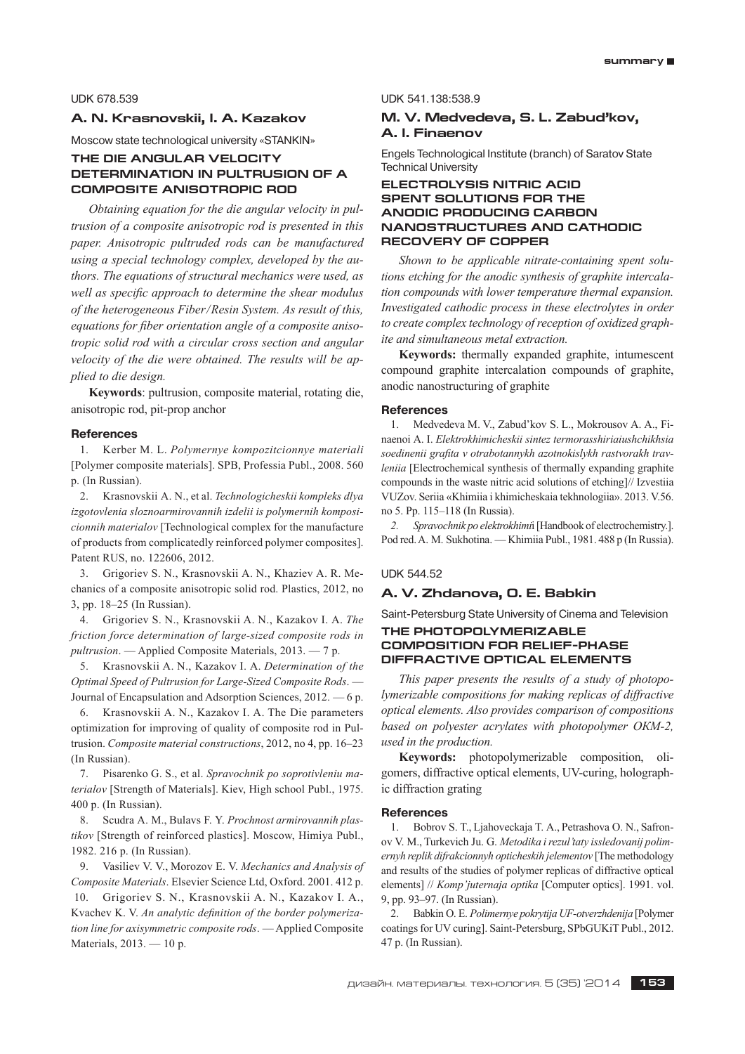UDK 678.539

## A. N. Krasnovskii, I. A. Kazakov

Moscow state technological university «STANKIN»

### THE DIE ANGULAR VELOCITY DETERMINATION IN PULTRUSION OF A COMPOSITE ANISOTROPIC ROD

*Obtaining equation for the die angular velocity in pultrusion of a composite anisotropic rod is presented in this paper. Anisotropic pultruded rods can be manufactured using a special technology complex, developed by the authors. The equations of structural mechanics were used, as well as specific approach to determine the shear modulus of the heterogeneous Fiber/Resin System. As result of this, equations for fiber orientation angle of a composite anisotropic solid rod with a circular cross section and angular velocity of the die were obtained. The results will be applied to die design.*

**Keywords**: pultrusion, composite material, rotating die, anisotropic rod, pit-prop anchor

#### References

1. Kerber M. L. *Polymernye kompozitcionnye materiali* [Polymer composite materials]. SPB, Professia Publ., 2008. 560 p. (In Russian).
2. Krasnovskii A. N., et al. *Technologicheskii kompleks dlya izgotovlenia sloznoarmirovannih izdelii is polymernih kompozicionnih materialov* [Technological complex for the manufacture of products from complicatedly reinforced polymer composites]. Patent RUS, no. 122606, 2012.
3. Grigoriev S. N., Krasnovskii A. N., Khaziev A. R. Mechanics of a composite anisotropic solid rod. Plastics, 2012, no 3, pp. 18–25 (In Russian).
4. Grigoriev S. N., Krasnovskii A. N., Kazakov I. A. *The friction force determination of large-sized composite rods in pultrusion*. — Applied Composite Materials, 2013. — 7 p.
5. Krasnovskii A. N., Kazakov I. A. *Determination of the Optimal Speed of Pultrusion for Large-Sized Composite Rods*. — Journal of Encapsulation and Adsorption Sciences, 2012. — 6 p.
6. Krasnovskii A. N., Kazakov I. A. The Die parameters optimization for improving of quality of composite rod in Pultrusion. *Composite material constructions*, 2012, no 4, pp. 16–23 (In Russian).
7. Pisarenko G. S., et al. *Spravochnik po soprotivleniu materialov* [Strength of Materials]. Kiev, High school Publ., 1975. 400 p. (In Russian).
8. Scudra A. M., Bulavs F. Y. *Prochnost armirovannih plastikov* [Strength of reinforced plastics]. Moscow, Himiya Publ., 1982. 216 p. (In Russian).
9. Vasiliev V. V., Morozov E. V. *Mechanics and Analysis of Composite Materials*. Elsevier Science Ltd, Oxford. 2001. 412 p.
10. Grigoriev S. N., Krasnovskii A. N., Kazakov I. A., Kvachev K. V. *An analytic definition of the border polymerization line for axisymmetric composite rods*. — Applied Composite Materials, 2013. — 10 p.

UDK 541.138:538.9

## M. V. Medvedeva, S. L. Zabud'kov, A. I. Finaenov

Engels Technological Institute (branch) of Saratov State Technical University

### ELECTROLYSIS NITRIC ACID SPENT SOLUTIONS FOR THE ANODIC PRODUCING CARBON NANOSTRUCTURES AND CATHODIC RECOVERY OF COPPER

*Shown to be applicable nitrate-containing spent solutions etching for the anodic synthesis of graphite intercalation compounds with lower temperature thermal expansion. Investigated cathodic process in these electrolytes in order to create complex technology of reception of oxidized graphite and simultaneous metal extraction.*

**Keywords:** thermally expanded graphite, intumescent compound graphite intercalation compounds of graphite, anodic nanostructuring of graphite

#### References

1. Medvedeva M. V., Zabud'kov S. L., Mokrousov A. A., Finaenoi A. I. *Elektrokhimicheskii sintez termorasshiriaiushchikhsia soedinenii grafita v otrabotannykh azotnokislykh rastvorakh travleniia* [Electrochemical synthesis of thermally expanding graphite compounds in the waste nitric acid solutions of etching]// Izvestiia VUZov. Seriia «Khimiia i khimicheskaia tekhnologiia». 2013. V.56. no 5. Pp. 115–118 (In Russia).
2. *Spravochnik po elektrokhimii* [Handbook of electrochemistry.]. Pod red. A. M. Sukhotina. — Khimiia Publ., 1981. 488 p (In Russia).

UDK 544.52

## A. V. Zhdanova, O. E. Babkin

Saint-Petersburg State University of Cinema and Television

### THE PHOTOPOLYMERIZABLE COMPOSITION FOR RELIEF-PHASE DIFFRACTIVE OPTICAL ELEMENTS

*This paper presents the results of a study of photopolymerizable compositions for making replicas of diffractive optical elements. Also provides comparison of compositions based on polyester acrylates with photopolymer OKM-2, used in the production.*

**Keywords:** photopolymerizable composition, oligomers, diffractive optical elements, UV-curing, holographic diffraction grating

#### References

1. Bobrov S. T., Ljahoveckaja T. A., Petrashova O. N., Safronov V. M., Turkevich Ju. G. *Metodika i rezul'taty issledovanij polimernyh replik difrakcionnyh opticheskih jelementov* [The methodology and results of the studies of polymer replicas of diffractive optical elements] // *Komp'juternaja optika* [Computer optics]. 1991. vol. 9, pp. 93–97. (In Russian).
2. Babkin O. E. *Polimernye pokrytija UF-otverzhdenija* [Polymer coatings for UV curing]. Saint-Petersburg, SPbGUKiT Publ., 2012. 47 p. (In Russian).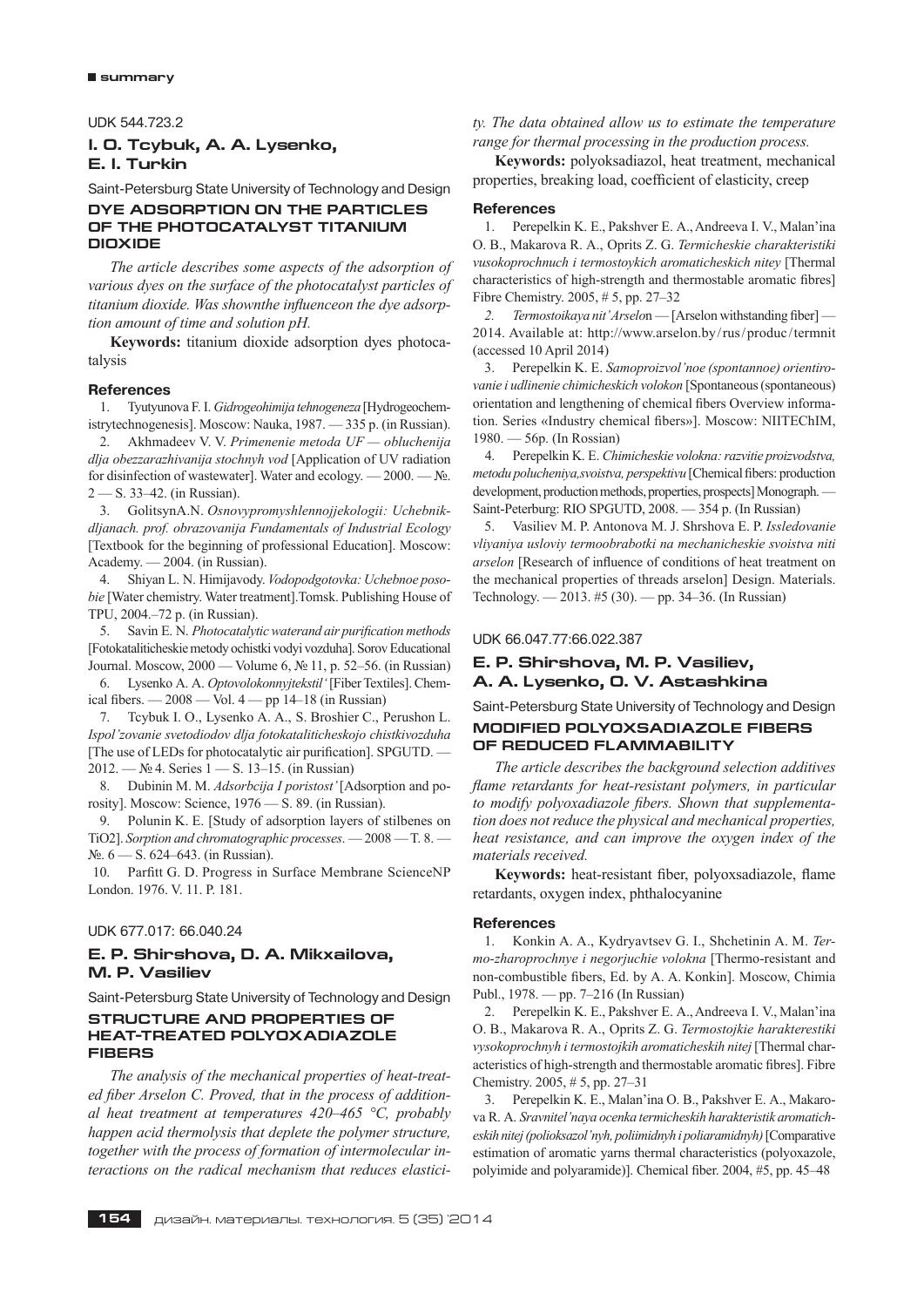UDK 544.723.2

### I. O. Tcybuk, A. A. Lysenko, E. I. Turkin

Saint-Petersburg State University of Technology and Design

## DYE ADSORPTION ON THE PARTICLES OF THE PHOTOCATALYST TITANIUM DIOXIDE

*The article describes some aspects of the adsorption of various dyes on the surface of the photocatalyst particles of titanium dioxide. Was shownthe influenceon the dye adsorption amount of time and solution pH.*

**Keywords:** titanium dioxide adsorption dyes photocatalysis

#### References

1. Tyutyunova F. I. *Gidrogeohimija tehnogeneza* [Hydrogeochemistrytechnogenesis]. Moscow: Nauka, 1987. — 335 p. (in Russian).
2. Akhmadeev V. V. *Primenenie metoda UF — obluchenija dlja obezzarazhivanija stochnyh vod* [Application of UV radiation for disinfection of wastewater]. Water and ecology. — 2000. — №. 2 — S. 33–42. (in Russian).
3. GolitsynA.N. *Osnovypromyshlennojjekologii: Uchebnikdljanach. prof. obrazovanija Fundamentals of Industrial Ecology* [Textbook for the beginning of professional Education]. Moscow: Academy. — 2004. (in Russian).
4. Shiyan L. N. Himijavody. *Vodopodgotovka: Uchebnoe posobie* [Water chemistry. Water treatment].Tomsk. Publishing House of TPU, 2004.–72 p. (in Russian).
5. Savin E. N. *Photocatalytic waterand air purification methods* [Fotokataliticheskie metody ochistki vodyi vozduha]. Sorov Educational Journal. Moscow, 2000 — Volume 6, № 11, p. 52–56. (in Russian)
6. Lysenko A. A. *Optovolokonnyjtekstil'* [Fiber Textiles]. Chemical fibers. — 2008 — Vol. 4 — pp 14–18 (in Russian)
7. Tcybuk I. O., Lysenko A. A., S. Broshier C., Perushon L. *Ispol'zovanie svetodiodov dlja fotokataliticheskoj chistkivozduha* [The use of LEDs for photocatalytic air purification]. SPGUTD. — 2012. — № 4. Series 1 — S. 13–15. (in Russian)
8. Dubinin M. M. *Adsorbcija I poristost'* [Adsorption and porosity]. Moscow: Science, 1976 — S. 89. (in Russian).
9. Polunin K. E. [Study of adsorption layers of stilbenes on TiO2]. *Sorption and chromatographic processes*. — 2008 — T. 8. — №. 6 — S. 624–643. (in Russian).
10. Parfitt G. D. Progress in Surface Membrane ScienceNP London. 1976. V. 11. P. 181.

UDK 677.017: 66.040.24

### E. P. Shirshova, D. A. Mikxailova, M. P. Vasiliev

Saint-Petersburg State University of Technology and Design

## STRUCTURE AND PROPERTIES OF HEAT-TREATED POLYOXADIAZOLE FIBERS

*The analysis of the mechanical properties of heat-treated fiber Arselon C. Proved, that in the process of additional heat treatment at temperatures 420–465 °C, probably happen acid thermolysis that deplete the polymer structure, together with the process of formation of intermolecular interactions on the radical mechanism that reduces elasticity. The data obtained allow us to estimate the temperature range for thermal processing in the production process.*

**Keywords:** polyoksadiazol, heat treatment, mechanical properties, breaking load, coefficient of elasticity, creep

#### References

1. Perepelkin K. E., Pakshver E. A., Andreeva I. V., Malan'ina O. B., Makarova R. A., Oprits Z. G. *Termicheskie charakteristiki vusokoprochnuch i termostoykich aromaticheskich nitey* [Thermal characteristics of high-strength and thermostable aromatic fibres] Fibre Chemistry. 2005, # 5, pp. 27–32
2. *Termostoikaya nit' Arselon* — [Arselon withstanding fiber] — 2014. Available at: http://www.arselon.by/rus/produc/termnit (accessed 10 April 2014)
3. Perepelkin K. E. *Samoproizvol'noe (spontannoe) orientirovanie i udlinenie chimicheskich volokon* [Spontaneous (spontaneous) orientation and lengthening of chemical fibers Overview information. Series «Industry chemical fibers»]. Moscow: NIITEChIM, 1980. — 56p. (In Rossian)
4. Perepelkin K. E. *Chimicheskie volokna: razvitie proizvodstva, metodu polucheniya,svoistva, perspektivu* [Chemical fibers: production development, production methods, properties, prospects] Monograph. — Saint-Peterburg: RIO SPGUTD, 2008. — 354 p. (In Russian)
5. Vasiliev M. P. Antonova M. J. Shrshova E. P. *Issledovanie vliyaniya usloviy termoobrabotki na mechanicheskie svoistva niti arselon* [Research of influence of conditions of heat treatment on the mechanical properties of threads arselon] Design. Materials. Technology. — 2013. #5 (30). — pp. 34–36. (In Russian)

UDK 66.047.77:66.022.387

### E. P. Shirshova, M. P. Vasiliev, A. A. Lysenko, O. V. Astashkina

Saint-Petersburg State University of Technology and Design

## MODIFIED POLYOXSADIAZOLE FIBERS OF REDUCED FLAMMABILITY

*The article describes the background selection additives flame retardants for heat-resistant polymers, in particular to modify polyoxadiazole fibers. Shown that supplementation does not reduce the physical and mechanical properties, heat resistance, and can improve the oxygen index of the materials received.*

**Keywords:** heat-resistant fiber, polyoxsadiazole, flame retardants, oxygen index, phthalocyanine

#### References

1. Konkin A. A., Kydryavtsev G. I., Shchetinin A. M. *Termo-zharoprochnye i negorjuchie volokna* [Thermo-resistant and non-combustible fibers, Ed. by A. A. Konkin]. Moscow, Chimia Publ., 1978. — pp. 7–216 (In Russian)
2. Perepelkin K. E., Pakshver E. A., Andreeva I. V., Malan'ina O. B., Makarova R. A., Oprits Z. G. *Termostojkie harakterestiki vysokoprochnyh i termostojkih aromaticheskih nitej* [Thermal characteristics of high-strength and thermostable aromatic fibres]. Fibre Chemistry. 2005, # 5, pp. 27–31
3. Perepelkin K. E., Malan'ina O. B., Pakshver E. A., Makarova R. A. *Sravnitel'naya ocenka termicheskih harakteristik aromaticheskih nitej (polioksazol'nyh, poliimidnyh i poliaramidnyh)* [Comparative estimation of aromatic yarns thermal characteristics (polyoxazole, polyimide and polyaramide)]. Chemical fiber. 2004, #5, pp. 45–48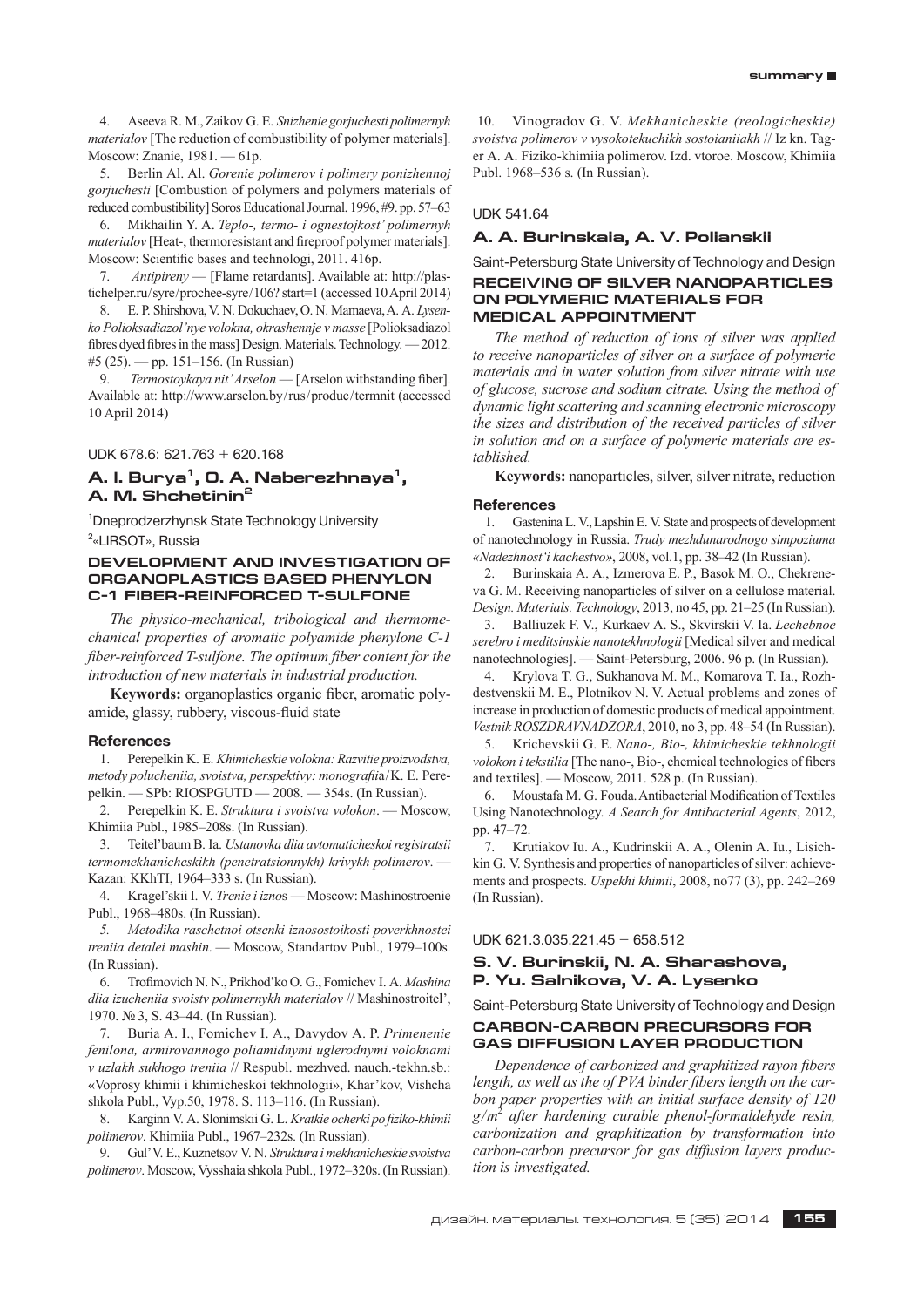4. Aseeva R. M., Zaikov G. E. *Snizhenie gorjuchesti polimernyh materialov* [The reduction of combustibility of polymer materials]. Moscow: Znanie, 1981. — 61p.

5. Berlin Al. Al. *Gorenie polimerov i polimery ponizhennoj gorjuchesti* [Combustion of polymers and polymers materials of reduced combustibility] Soros Educational Journal. 1996, #9. pp. 57–63

6. Mikhailin Y. A. *Teplo-, termo- i ognestojkost' polimernyh materialov* [Heat-, thermoresistant and fireproof polymer materials]. Moscow: Scientific bases and technologi, 2011. 416p.

7. *Antipireny* — [Flame retardants]. Available at: http://plastichelper.ru/syre/prochee-syre/106? start=1 (accessed 10 April 2014)

8. E. P. Shirshova, V. N. Dokuchaev, O. N. Mamaeva, A. A. *Lysenko Polioksadiazol'nye volokna, okrashennje v masse* [Polioksadiazol fibres dyed fibres in the mass] Design. Materials. Technology. — 2012. #5 (25). — pp. 151–156. (In Russian)

9. *Termostoykaya nit' Arselon* — [Arselon withstanding fiber]. Available at: http://www.arselon.by/rus/produc/termnit (accessed 10 April 2014)

UDK 678.6: 621.763 + 620.168

## A. I. Burya[1], O. A. Naberezhnaya[1], A. M. Shchetinin[2]

[1]Dneprodzerzhynsk State Technology University

[2]«LIRSOT», Russia

### DEVELOPMENT AND INVESTIGATION OF ORGANOPLASTICS BASED PHENYLON C-1 FIBER-REINFORCED T-SULFONE

*The physico-mechanical, tribological and thermomechanical properties of aromatic polyamide phenylone C-1 fiber-reinforced T-sulfone. The optimum fiber content for the introduction of new materials in industrial production.*

**Keywords:** organoplastics organic fiber, aromatic polyamide, glassy, rubbery, viscous-fluid state

#### References

1. Perepelkin K. E. *Khimicheskie volokna: Razvitie proizvodstva, metody polucheniia, svoistva, perspektivy: monografiia*/K. E. Perepelkin. — SPb: RIOSPGUTD — 2008. — 354s. (In Russian).

2. Perepelkin K. E. *Struktura i svoistva volokon*. — Moscow, Khimiia Publ., 1985–208s. (In Russian).

3. Teitel'baum B. Ia. *Ustanovka dlia avtomaticheskoi registratsii termomekhanicheskikh (penetratsionnykh) krivykh polimerov*. — Kazan: KKhTI, 1964–333 s. (In Russian).

4. Kragel'skii I. V. *Trenie i iznos* — Moscow: Mashinostroenie Publ., 1968–480s. (In Russian).

5. *Metodika raschetnoi otsenki iznosostoikosti poverkhnostei treniia detalei mashin*. — Moscow, Standartov Publ., 1979–100s. (In Russian).

6. Trofimovich N. N., Prikhod'ko O. G., Fomichev I. A. *Mashina dlia izucheniia svoistv polimernykh materialov* // Mashinostroitel', 1970. № 3, S. 43–44. (In Russian).

7. Buria A. I., Fomichev I. A., Davydov A. P. *Primenenie fenilona, armirovannogo poliamidnymi uglerodnymi voloknami v uzlakh sukhogo treniia* // Respubl. mezhved. nauch.-tekhn.sb.: «Voprosy khimii i khimicheskoi tekhnologii», Khar'kov, Vishcha shkola Publ., Vyp.50, 1978. S. 113–116. (In Russian).

8. Karginn V. A. Slonimskii G. L. *Kratkie ocherki po fiziko-khimii polimerov*. Khimiia Publ., 1967–232s. (In Russian).

9. Gul' V. E., Kuznetsov V. N. *Struktura i mekhanicheskie svoistva polimerov*. Moscow, Vysshaia shkola Publ., 1972–320s. (In Russian).

10. Vinogradov G. V. *Mekhanicheskie (reologicheskie) svoistva polimerov v vysokotekuchikh sostoianiiakh* // Iz kn. Tager A. A. Fiziko-khimiia polimerov. Izd. vtoroe. Moscow, Khimiia Publ. 1968–536 s. (In Russian).

UDK 541.64

## A. A. Burinskaia, A. V. Polianskii

Saint-Petersburg State University of Technology and Design

### RECEIVING OF SILVER NANOPARTICLES ON POLYMERIC MATERIALS FOR MEDICAL APPOINTMENT

*The method of reduction of ions of silver was applied to receive nanoparticles of silver on a surface of polymeric materials and in water solution from silver nitrate with use of glucose, sucrose and sodium citrate. Using the method of dynamic light scattering and scanning electronic microscopy the sizes and distribution of the received particles of silver in solution and on a surface of polymeric materials are established.*

**Keywords:** nanoparticles, silver, silver nitrate, reduction

#### References

1. Gastenina L. V., Lapshin E. V. State and prospects of development of nanotechnology in Russia. *Trudy mezhdunarodnogo simpoziuma «Nadezhnost'i kachestvo»*, 2008, vol.1, pp. 38–42 (In Russian).

2. Burinskaia A. A., Izmerova E. P., Basok M. O., Chekreneva G. M. Receiving nanoparticles of silver on a cellulose material. *Design. Materials. Technology*, 2013, no 45, pp. 21–25 (In Russian).

3. Balliuzek F. V., Kurkaev A. S., Skvirskii V. Ia. *Lechebnoe serebro i meditsinskie nanotekhnologii* [Medical silver and medical nanotechnologies]. — Saint-Petersburg, 2006. 96 p. (In Russian).

4. Krylova T. G., Sukhanova M. M., Komarova T. Ia., Rozhdestvenskii M. E., Plotnikov N. V. Actual problems and zones of increase in production of domestic products of medical appointment. *Vestnik ROSZDRAVNADZORA*, 2010, no 3, pp. 48–54 (In Russian).

5. Krichevskii G. E. *Nano-, Bio-, khimicheskie tekhnologii volokon i tekstilia* [The nano-, Bio-, chemical technologies of fibers and textiles]. — Moscow, 2011. 528 p. (In Russian).

6. Moustafa M. G. Fouda. Antibacterial Modification of Textiles Using Nanotechnology. *A Search for Antibacterial Agents*, 2012, pp. 47–72.

7. Krutiakov Iu. A., Kudrinskii A. A., Olenin A. Iu., Lisichkin G. V. Synthesis and properties of nanoparticles of silver: achievements and prospects. *Uspekhi khimii*, 2008, no77 (3), pp. 242–269 (In Russian).

UDK 621.3.035.221.45 + 658.512

## S. V. Burinskii, N. A. Sharashova, P. Yu. Salnikova, V. A. Lysenko

Saint-Petersburg State University of Technology and Design

### CARBON-CARBON PRECURSORS FOR GAS DIFFUSION LAYER PRODUCTION

*Dependence of carbonized and graphitized rayon fibers length, as well as the of PVA binder fibers length on the carbon paper properties with an initial surface density of 120 g/m² after hardening curable phenol-formaldehyde resin, carbonization and graphitization by transformation into carbon-carbon precursor for gas diffusion layers production is investigated.*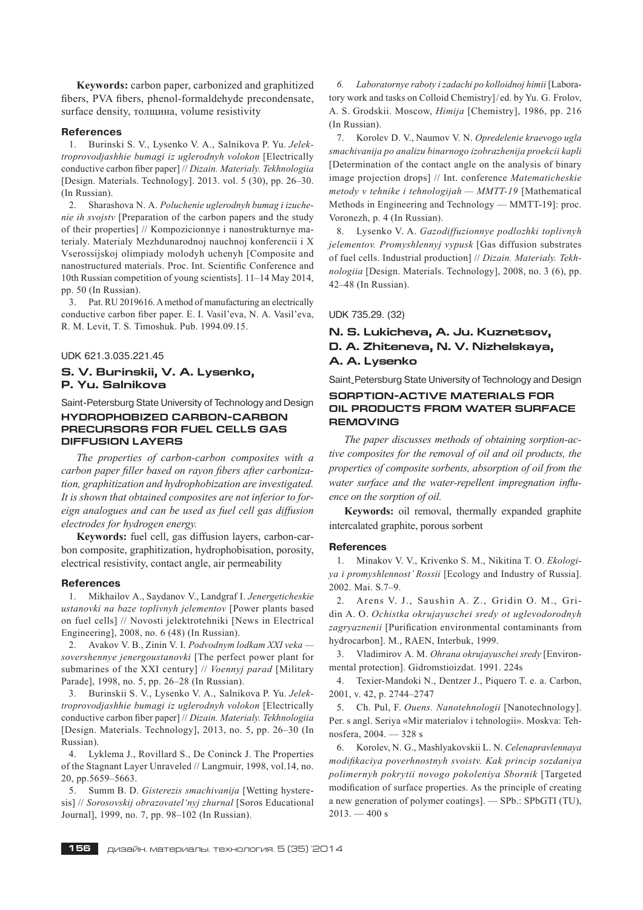**Keywords:** carbon paper, carbonized and graphitized fibers, PVA fibers, phenol-formaldehyde precondensate, surface density, толщина, volume resistivity

### References

1. Burinski S. V., Lysenko V. A., Salnikova P. Yu. *Jelektroprovodjashhie bumagi iz uglerodnyh volokon* [Electrically conductive carbon fiber paper] // *Dizain. Materialy. Tekhnologiia* [Design. Materials. Technology]. 2013. vol. 5 (30), pp. 26–30. (In Russian).
2. Sharashova N. A. *Poluchenie uglerodnyh bumag i izuchenie ih svojstv* [Preparation of the carbon papers and the study of their properties] // Kompozicionnye i nanostrukturnye materialy. Materialy Mezhdunarodnoj nauchnoj konferencii i X Vserossijskoj olimpiady molodyh uchenyh [Composite and nanostructured materials. Proc. Int. Scientific Conference and 10th Russian competition of young scientists]. 11–14 May 2014, pp. 50 (In Russian).
3. Pat. RU 2019616. A method of manufacturing an electrically conductive carbon fiber paper. E. I. Vasil'eva, N. A. Vasil'eva, R. M. Levit, T. S. Timoshuk. Pub. 1994.09.15.

UDK 621.3.035.221.45

## S. V. Burinskii, V. A. Lysenko, P. Yu. Salnikova

Saint-Petersburg State University of Technology and Design

## HYDROPHOBIZED CARBON-CARBON PRECURSORS FOR FUEL CELLS GAS DIFFUSION LAYERS

*The properties of carbon-carbon composites with a carbon paper filler based on rayon fibers after carbonization, graphitization and hydrophobization are investigated. It is shown that obtained composites are not inferior to foreign analogues and can be used as fuel cell gas diffusion electrodes for hydrogen energy.*

**Keywords:** fuel cell, gas diffusion layers, carbon-carbon composite, graphitization, hydrophobisation, porosity, electrical resistivity, contact angle, air permeability

### References

1. Mikhailov A., Saydanov V., Landgraf I. *Jenergeticheskie ustanovki na baze toplivnyh jelementov* [Power plants based on fuel cells] // Novosti jelektrotehniki [News in Electrical Engineering], 2008, no. 6 (48) (In Russian).
2. Avakov V. B., Zinin V. I. *Podvodnym lodkam XXI veka — sovershennye jenergoustanovki* [The perfect power plant for submarines of the XXI century] // *Voennyj parad* [Military Parade], 1998, no. 5, pp. 26–28 (In Russian).
3. Burinskii S. V., Lysenko V. A., Salnikova P. Yu. *Jelektroprovodjashhie bumagi iz uglerodnyh volokon* [Electrically conductive carbon fiber paper] // *Dizain. Materialy. Tekhnologiia* [Design. Materials. Technology], 2013, no. 5, pp. 26–30 (In Russian).
4. Lyklema J., Rovillard S., De Coninck J. The Properties of the Stagnant Layer Unraveled // Langmuir, 1998, vol.14, no. 20, pp.5659–5663.
5. Summ B. D. *Gisterezis smachivanija* [Wetting hysteresis] // *Sorosovskij obrazovatel'nyj zhurnal* [Soros Educational Journal], 1999, no. 7, pp. 98–102 (In Russian).
6. *Laboratornye raboty i zadachi po kolloidnoj himii* [Laboratory work and tasks on Colloid Chemistry] / ed. by Yu. G. Frolov, A. S. Grodskii. Moscow, *Himija* [Chemistry], 1986, pp. 216 (In Russian).
7. Korolev D. V., Naumov V. N. *Opredelenie kraevogo ugla smachivanija po analizu binarnogo izobrazhenija proekcii kapli* [Determination of the contact angle on the analysis of binary image projection drops] // Int. conference *Matematicheskie metody v tehnike i tehnologijah — MMTT-19* [Mathematical Methods in Engineering and Technology — MMTT-19]: proc. Voronezh, p. 4 (In Russian).
8. Lysenko V. A. *Gazodiffuzionnye podlozhki toplivnyh jelementov. Promyshlennyj vypusk* [Gas diffusion substrates of fuel cells. Industrial production] // *Dizain. Materialy. Tekhnologiia* [Design. Materials. Technology], 2008, no. 3 (6), pp. 42–48 (In Russian).

UDK 735.29. (32)

## N. S. Lukicheva, A. Ju. Kuznetsov, D. A. Zhiteneva, N. V. Nizhelskaya, A. A. Lysenko

Saint_Petersburg State University of Technology and Design

## SORPTION-ACTIVE MATERIALS FOR OIL PRODUCTS FROM WATER SURFACE REMOVING

*The paper discusses methods of obtaining sorption-active composites for the removal of oil and oil products, the properties of composite sorbents, absorption of oil from the water surface and the water-repellent impregnation influence on the sorption of oil.*

**Keywords:** oil removal, thermally expanded graphite intercalated graphite, porous sorbent

### References

1. Minakov V. V., Krivenko S. M., Nikitina T. O. *Ekologiya i promyshlennost' Rossii* [Ecology and Industry of Russia]. 2002. Mai. S.7–9.
2. Arens V. J., Saushin A. Z., Gridin O. M., Gridin A. O. *Ochistka okrujayuschei sredy ot uglevodorodnyh zagryaznenii* [Purification environmental contaminants from hydrocarbon]. M., RAEN, Interbuk, 1999.
3. Vladimirov A. M. *Ohrana okrujayuschei sredy* [Environmental protection]. Gidromstioizdat. 1991. 224s
4. Texier-Mandoki N., Dentzer J., Piquero T. e. a. Carbon, 2001, v. 42, p. 2744–2747
5. Ch. Pul, F. *Ouens. Nanotehnologii* [Nanotechnology]. Per. s angl. Seriya «Mir materialov i tehnologii». Moskva: Tehnosfera, 2004. — 328 s
6. Korolev, N. G., Mashlyakovskii L. N. *Celenapravlennaya modifikaciya poverhnostnyh svoistv. Kak princip sozdaniya polimernyh pokrytii novogo pokoleniya Sbornik* [Targeted modification of surface properties. As the principle of creating a new generation of polymer coatings]. — SPb.: SPbGTI (TU), 2013. — 400 s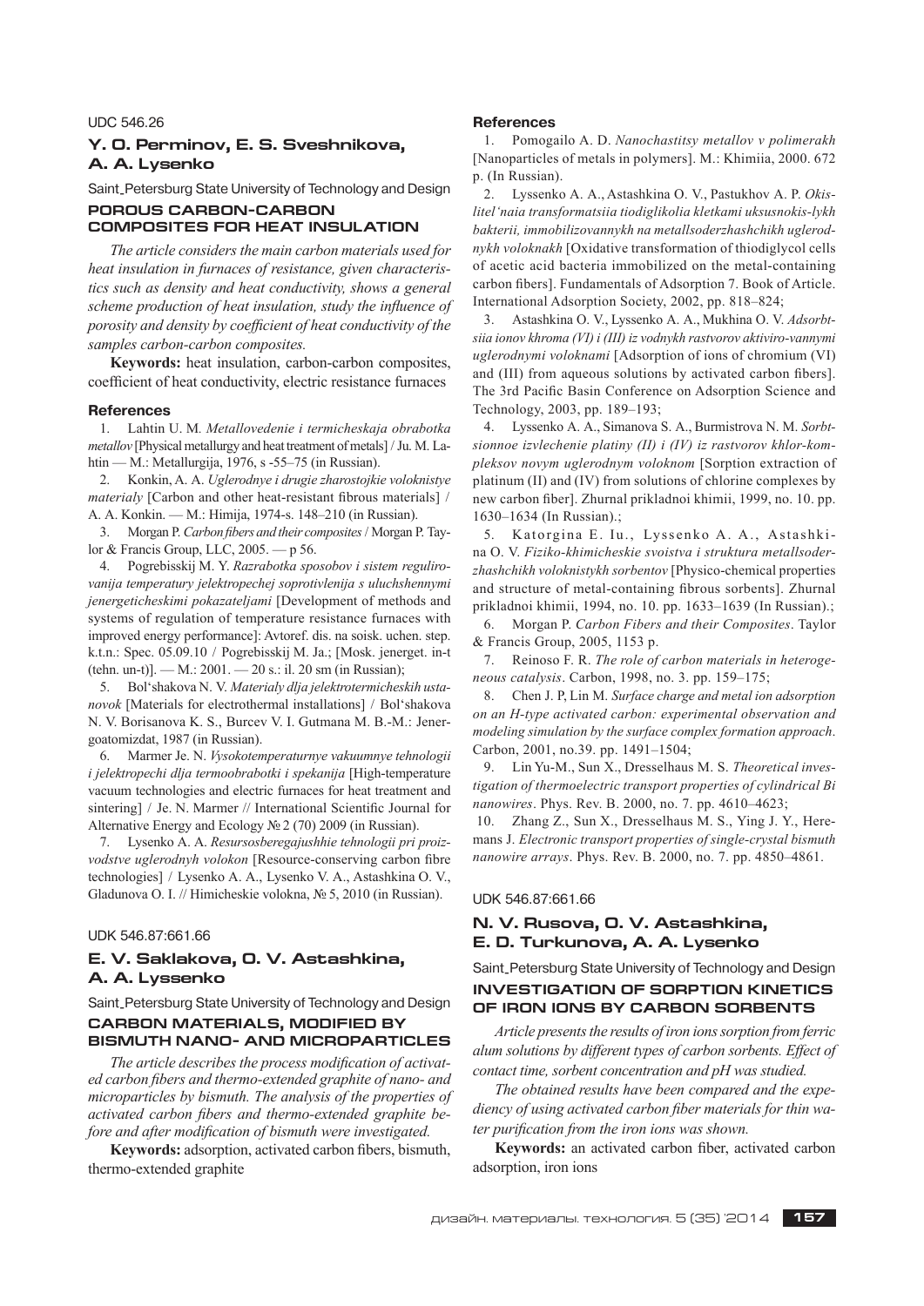UDC 546.26

## Y. O. Perminov, E. S. Sveshnikova, A. A. Lysenko

Saint_Petersburg State University of Technology and Design

### POROUS CARBON-CARBON COMPOSITES FOR HEAT INSULATION

*The article considers the main carbon materials used for heat insulation in furnaces of resistance, given characteristics such as density and heat conductivity, shows a general scheme production of heat insulation, study the influence of porosity and density by coefficient of heat conductivity of the samples carbon-carbon composites.*

**Keywords:** heat insulation, carbon-carbon composites, coefficient of heat conductivity, electric resistance furnaces

#### References

1. Lahtin U. M. *Metallovedenie i termicheskaja obrabotka metallov* [Physical metallurgy and heat treatment of metals] / Ju. M. Lahtin — M.: Metallurgija, 1976, s -55–75 (in Russian).
2. Konkin, A. A. *Uglerodnye i drugie zharostojkie voloknistye materialy* [Carbon and other heat-resistant fibrous materials] / A. A. Konkin. — M.: Himija, 1974-s. 148–210 (in Russian).
3. Morgan P. *Carbon fibers and their composites* / Morgan P. Taylor & Francis Group, LLC, 2005. — p 56.
4. Pogrebisskij M. Y. *Razrabotka sposobov i sistem regulirovanija temperatury jelektropechej soprotivlenija s uluchshennymi jenergeticheskimi pokazateljami* [Development of methods and systems of regulation of temperature resistance furnaces with improved energy performance]: Avtoref. dis. na soisk. uchen. step. k.t.n.: Spec. 05.09.10 / Pogrebisskij M. Ja.; [Mosk. jenerget. in-t (tehn. un-t)]. — M.: 2001. — 20 s.: il. 20 sm (in Russian);
5. Bol'shakova N. V. *Materialy dlja jelektrotermicheskih ustanovok* [Materials for electrothermal installations] / Bol'shakova N. V. Borisanova K. S., Burcev V. I. Gutmana M. B.-M.: Jenergoatomizdat, 1987 (in Russian).
6. Marmer Je. N. *Vysokotemperaturnye vakuumnye tehnologii i jelektropechi dlja termoobrabotki i spekanija* [High-temperature vacuum technologies and electric furnaces for heat treatment and sintering] / Je. N. Marmer // International Scientific Journal for Alternative Energy and Ecology № 2 (70) 2009 (in Russian).
7. Lysenko A. A. *Resursosberegajushhie tehnologii pri proizvodstve uglerodnyh volokon* [Resource-conserving carbon fibre technologies] / Lysenko A. A., Lysenko V. A., Astashkina O. V., Gladunova O. I. // Himicheskie volokna, № 5, 2010 (in Russian).

UDK 546.87:661.66

## E. V. Saklakova, O. V. Astashkina, A. A. Lyssenko

Saint_Petersburg State University of Technology and Design

### CARBON MATERIALS, MODIFIED BY BISMUTH NANO- AND MICROPARTICLES

*The article describes the process modification of activated carbon fibers and thermo-extended graphite of nano- and microparticles by bismuth. The analysis of the properties of activated carbon fibers and thermo-extended graphite before and after modification of bismuth were investigated.*

**Keywords:** adsorption, activated carbon fibers, bismuth, thermo-extended graphite

#### References

1. Pomogailo A. D. *Nanochastitsy metallov v polimerakh* [Nanoparticles of metals in polymers]. M.: Khimiia, 2000. 672 p. (In Russian).
2. Lyssenko A. A., Astashkina O. V., Pastukhov A. P. *Okislitel'naia transformatsiia tiodiglikolia kletkami uksusnokis-lykh bakterii, immobilizovannykh na metallsoderzhashchikh uglerodnykh voloknakh* [Oxidative transformation of thiodiglycol cells of acetic acid bacteria immobilized on the metal-containing carbon fibers]. Fundamentals of Adsorption 7. Book of Article. International Adsorption Society, 2002, pp. 818–824;
3. Astashkina O. V., Lyssenko A. A., Mukhina O. V. *Adsorbtsiia ionov khroma (VI) i (III) iz vodnykh rastvorov aktiviro-vannymi uglerodnymi voloknami* [Adsorption of ions of chromium (VI) and (III) from aqueous solutions by activated carbon fibers]. The 3rd Pacific Basin Conference on Adsorption Science and Technology, 2003, pp. 189–193;
4. Lyssenko A. A., Simanova S. A., Burmistrova N. M. *Sorbtsionnoe izvlechenie platiny (II) i (IV) iz rastvorov khlor-kompleksov novym uglerodnym voloknom* [Sorption extraction of platinum (II) and (IV) from solutions of chlorine complexes by new carbon fiber]. Zhurnal prikladnoi khimii, 1999, no. 10. pp. 1630–1634 (In Russian).;
5. Katorgina E. Iu., Lyssenko A. A., Astashkina O. V. *Fiziko-khimicheskie svoistva i struktura metallsoderzhashchikh voloknistykh sorbentov* [Physico-chemical properties and structure of metal-containing fibrous sorbents]. Zhurnal prikladnoi khimii, 1994, no. 10. pp. 1633–1639 (In Russian).;
6. Morgan P. *Carbon Fibers and their Composites*. Taylor & Francis Group, 2005, 1153 p.
7. Reinoso F. R. *The role of carbon materials in heterogeneous catalysis*. Carbon, 1998, no. 3. pp. 159–175;
8. Chen J. P, Lin M. *Surface charge and metal ion adsorption on an H-type activated carbon: experimental observation and modeling simulation by the surface complex formation approach*. Carbon, 2001, no.39. pp. 1491–1504;
9. Lin Yu-M., Sun X., Dresselhaus M. S. *Theoretical investigation of thermoelectric transport properties of cylindrical Bi nanowires*. Phys. Rev. B. 2000, no. 7. pp. 4610–4623;
10. Zhang Z., Sun X., Dresselhaus M. S., Ying J. Y., Heremans J. *Electronic transport properties of single-crystal bismuth nanowire arrays*. Phys. Rev. B. 2000, no. 7. pp. 4850–4861.

UDK 546.87:661.66

## N. V. Rusova, O. V. Astashkina, E. D. Turkunova, A. A. Lysenko

Saint_Petersburg State University of Technology and Design

### INVESTIGATION OF SORPTION KINETICS OF IRON IONS BY CARBON SORBENTS

*Article presents the results of iron ions sorption from ferric alum solutions by different types of carbon sorbents. Effect of contact time, sorbent concentration and pH was studied.*

*The obtained results have been compared and the expediency of using activated carbon fiber materials for thin water purification from the iron ions was shown.*

**Keywords:** an activated carbon fiber, activated carbon adsorption, iron ions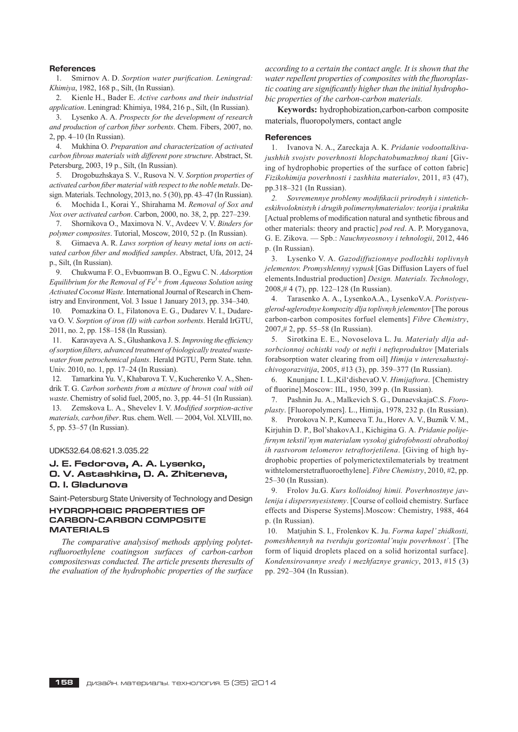## References

1. Smirnov A. D. *Sorption water purification. Leningrad: Khimiya*, 1982, 168 p., Silt, (In Russian).
2. Kienle H., Bader E. *Active carbons and their industrial application*. Leningrad: Khimiya, 1984, 216 p., Silt, (In Russian).
3. Lysenko A. A. *Prospects for the development of research and production of carbon fiber sorbents*. Chem. Fibers, 2007, no. 2, pp. 4–10 (In Russian).
4. Mukhina O. *Preparation and characterization of activated carbon fibrous materials with different pore structure*. Abstract, St. Petersburg, 2003, 19 p., Silt, (In Russian).
5. Drogobuzhskaya S. V., Rusova N. V. *Sorption properties of activated carbon fiber material with respect to the noble metals*. Design. Materials. Technology, 2013, no. 5 (30), pp. 43–47 (In Russian).
6. Mochida I., Korai Y., Shirahama M. *Removal of Sox and Nox over activated carbon*. Carbon, 2000, no. 38, 2, pp. 227–239.
7. Shornikova O., Maximova N. V., Avdeev V. V. *Binders for polymer composites*. Tutorial, Moscow, 2010, 52 p. (In Russian).
8. Gimaeva A. R. *Laws sorption of heavy metal ions on activated carbon fiber and modified samples*. Abstract, Ufa, 2012, 24 p., Silt, (In Russian).
9. Chukwuma F. O., Evbuomwan B. O., Egwu C. N. *Adsorption Equilibrium for the Removal of $Fe^{3}$+ from Aqueous Solution using Activated Coconut Waste*. International Journal of Research in Chemistry and Environment, Vol. 3 Issue 1 January 2013, pp. 334–340.
10. Pomazkina O. I., Filatonova E. G., Dudarev V. I., Dudareva O. V. *Sorption of iron (II) with carbon sorbents*. Herald IrGTU, 2011, no. 2, pp. 158–158 (In Russian).
11. Karavayeva A. S., Glushankova J. S. *Improving the efficiency of sorption filters, advanced treatment of biologically treated wastewater from petrochemical plants*. Herald PGTU, Perm State. tehn. Univ. 2010, no. 1, pp. 17–24 (In Russian).
12. Tamarkina Yu. V., Khabarova T. V., Kucherenko V. A., Shendrik T. G. *Carbon sorbents from a mixture of brown coal with oil waste*. Chemistry of solid fuel, 2005, no. 3, pp. 44–51 (In Russian).
13. Zemskova L. A., Shevelev I. V. *Modified sorption-active materials, carbon fiber*. Rus. chem. Well. — 2004, Vol. XLVIII, no. 5, pp. 53–57 (In Russian).

UDK532.64.08:621.3.035.22

**J. E. Fedorova, A. A. Lysenko, O. V. Astashkina, D. A. Zhiteneva, O. I. Gladunova**

Saint-Petersburg State University of Technology and Design

## HYDROPHOBIC PROPERTIES OF CARBON-CARBON COMPOSITE MATERIALS

*The comparative analysisof methods applying polytetrafluoroethylene coatingson surfaces of carbon-carbon compositeswas conducted. The article presents theresults of the evaluation of the hydrophobic properties of the surface according to a certain the contact angle. It is shown that the water repellent properties of composites with the fluoroplastic coating are significantly higher than the initial hydrophobic properties of the carbon-carbon materials.*

**Keywords:** hydrophobization,carbon-carbon composite materials, fluoropolymers, contact angle

## References

1. Ivanova N. A., Zareckaja A. K. *Pridanie vodoottalkivajushhih svojstv poverhnosti hlopchatobumazhnoj tkani* [Giving of hydrophobic properties of the surface of cotton fabric] *Fizikohimija poverhnosti i zashhita materialov*, 2011, #3 (47), pp.318–321 (In Russian).
2. *Sovremennye problemy modifikacii prirodnyh i sinteticheskihvoloknistyh i drugih polimernyhmaterialov: teorija i praktika* [Actual problems of modification natural and synthetic fibrous and other materials: theory and practic] *pod red*. A. P. Moryganova, G. E. Zikova. — Spb.: *Nauchnyeosnovy i tehnologii*, 2012, 446 p. (In Russian).
3. Lysenko V. A. *Gazodiffuzionnye podlozhki toplivnyh jelementov. Promyshlennyj vypusk* [Gas Diffusion Layers of fuel elements.Industrial production] *Design. Materials. Technology*, 2008,# 4 (7), pp. 122–128 (In Russian).
4. Tarasenko A. A., LysenkoA.A., LysenkoV.A. *Poristyeuglerod-uglerodnye kompozity dlja toplivnyh jelementov* [The porous carbon-carbon composites forfuel elements] *Fibre Chemistry*, 2007,# 2, pp. 55–58 (In Russian).
5. Sirotkina E. E., Novoselova L. Ju. *Materialy dlja adsorbcionnoj ochistki vody ot nefti i nefteproduktov* [Materials forabsorption water clearing from oil] *Himija v interesahustojchivogorazvitija*, 2005, #13 (3), pp. 359–377 (In Russian).
6. Knunjanc I. L.,Kil'dishevaO.V. *Himijaftora*. [Chemistry of fluorine].Moscow: IIL, 1950, 399 p. (In Russian).
7. Pashnin Ju. A., Malkevich S. G., DunaevskajaC.S. *Ftoroplasty*. [Fluoropolymers]. L., Himija, 1978, 232 p. (In Russian).
8. Prorokova N. P., Kumeeva T. Ju., Horev A. V., Buznik V. M., Kirjuhin D. P., Bol'shakovA.I., Kichigina G. A. *Pridanie polijefirnym tekstil'nym materialam vysokoj gidrofobnosti obrabotkoj ih rastvorom telomerov tetraftorjetilena*. [Giving of high hydrophobic properties of polymerictextilematerials by treatment withtelomerstetrafluoroethylene]. *Fibre Chemistry*, 2010, #2, pp. 25–30 (In Russian).
9. Frolov Ju.G. *Kurs kolloidnoj himii. Poverhnostnye javlenija i dispersnyesistemy*. [Course of colloid chemistry. Surface effects and Disperse Systems].Moscow: Chemistry, 1988, 464 p. (In Russian).
10. Matjuhin S. I., Frolenkov K. Ju. *Forma kapel' zhidkosti, pomeshhennyh na tverduju gorizontal'nuju poverhnost'*. [The form of liquid droplets placed on a solid horizontal surface]. *Kondensirovannye sredy i mezhfaznye granicy*, 2013, #15 (3) pp. 292–304 (In Russian).